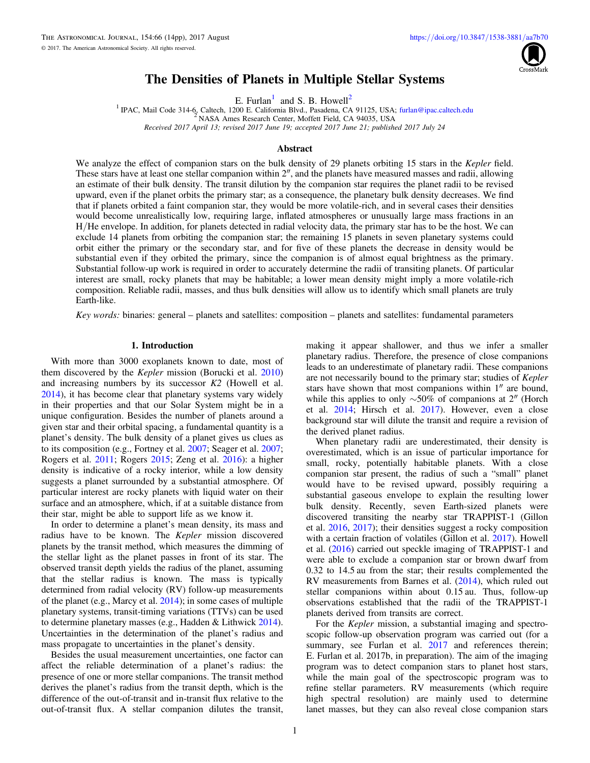# The Densities of Planets in Multiple Stellar Systems

E. Furlan[1] and S. B. Howell[2]

[1] IPAC, Mail Code 314-6, Caltech, 1200 E. California Blvd., Pasadena, CA 91125, USA; furlan@ipac.caltech.edu

[2] NASA Ames Research Center, Moffett Field, CA 94035, USA

*Received 2017 April 13; revised 2017 June 19; accepted 2017 June 21; published 2017 July 24*

## Abstract

We analyze the effect of companion stars on the bulk density of 29 planets orbiting 15 stars in the *Kepler* field. These stars have at least one stellar companion within 2″, and the planets have measured masses and radii, allowing an estimate of their bulk density. The transit dilution by the companion star requires the planet radii to be revised upward, even if the planet orbits the primary star; as a consequence, the planetary bulk density decreases. We find that if planets orbited a faint companion star, they would be more volatile-rich, and in several cases their densities would become unrealistically low, requiring large, inflated atmospheres or unusually large mass fractions in an H/He envelope. In addition, for planets detected in radial velocity data, the primary star has to be the host. We can exclude 14 planets from orbiting the companion star; the remaining 15 planets in seven planetary systems could orbit either the primary or the secondary star, and for five of these planets the decrease in density would be substantial even if they orbited the primary, since the companion is of almost equal brightness as the primary. Substantial follow-up work is required in order to accurately determine the radii of transiting planets. Of particular interest are small, rocky planets that may be habitable; a lower mean density might imply a more volatile-rich composition. Reliable radii, masses, and thus bulk densities will allow us to identify which small planets are truly Earth-like.

*Key words:* binaries: general – planets and satellites: composition – planets and satellites: fundamental parameters

## 1. Introduction

With more than 3000 exoplanets known to date, most of them discovered by the *Kepler* mission (Borucki et al. 2010) and increasing numbers by its successor *K2* (Howell et al. 2014), it has become clear that planetary systems vary widely in their properties and that our Solar System might be in a unique configuration. Besides the number of planets around a given star and their orbital spacing, a fundamental quantity is a planet's density. The bulk density of a planet gives us clues as to its composition (e.g., Fortney et al. 2007; Seager et al. 2007; Rogers et al. 2011; Rogers 2015; Zeng et al. 2016): a higher density is indicative of a rocky interior, while a low density suggests a planet surrounded by a substantial atmosphere. Of particular interest are rocky planets with liquid water on their surface and an atmosphere, which, if at a suitable distance from their star, might be able to support life as we know it.

In order to determine a planet's mean density, its mass and radius have to be known. The *Kepler* mission discovered planets by the transit method, which measures the dimming of the stellar light as the planet passes in front of its star. The observed transit depth yields the radius of the planet, assuming that the stellar radius is known. The mass is typically determined from radial velocity (RV) follow-up measurements of the planet (e.g., Marcy et al. 2014); in some cases of multiple planetary systems, transit-timing variations (TTVs) can be used to determine planetary masses (e.g., Hadden & Lithwick 2014). Uncertainties in the determination of the planet's radius and mass propagate to uncertainties in the planet's density.

Besides the usual measurement uncertainties, one factor can affect the reliable determination of a planet's radius: the presence of one or more stellar companions. The transit method derives the planet's radius from the transit depth, which is the difference of the out-of-transit and in-transit flux relative to the out-of-transit flux. A stellar companion dilutes the transit, making it appear shallower, and thus we infer a smaller planetary radius. Therefore, the presence of close companions leads to an underestimate of planetary radii. These companions are not necessarily bound to the primary star; studies of *Kepler* stars have shown that most companions within 1″ are bound, while this applies to only ~50% of companions at 2″ (Horch et al. 2014; Hirsch et al. 2017). However, even a close background star will dilute the transit and require a revision of the derived planet radius.

When planetary radii are underestimated, their density is overestimated, which is an issue of particular importance for small, rocky, potentially habitable planets. With a close companion star present, the radius of such a "small" planet would have to be revised upward, possibly requiring a substantial gaseous envelope to explain the resulting lower bulk density. Recently, seven Earth-sized planets were discovered transiting the nearby star TRAPPIST-1 (Gillon et al. 2016, 2017); their densities suggest a rocky composition with a certain fraction of volatiles (Gillon et al. 2017). Howell et al. (2016) carried out speckle imaging of TRAPPIST-1 and were able to exclude a companion star or brown dwarf from 0.32 to 14.5 au from the star; their results complemented the RV measurements from Barnes et al. (2014), which ruled out stellar companions within about 0.15 au. Thus, follow-up observations established that the radii of the TRAPPIST-1 planets derived from transits are correct.

For the *Kepler* mission, a substantial imaging and spectroscopic follow-up observation program was carried out (for a summary, see Furlan et al. 2017 and references therein; E. Furlan et al. 2017b, in preparation). The aim of the imaging program was to detect companion stars to planet host stars, while the main goal of the spectroscopic program was to refine stellar parameters. RV measurements (which require high spectral resolution) are mainly used to determine lanet masses, but they can also reveal close companion stars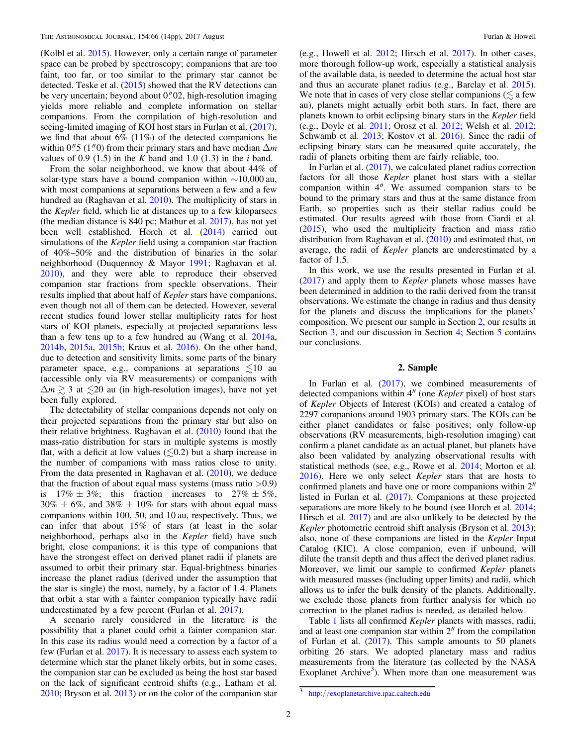(Kolbl et al. 2015). However, only a certain range of parameter space can be probed by spectroscopy; companions that are too faint, too far, or too similar to the primary star cannot be detected. Teske et al. (2015) showed that the RV detections can be very uncertain; beyond about 0.″02, high-resolution imaging yields more reliable and complete information on stellar companions. From the compilation of high-resolution and seeing-limited imaging of KOI host stars in Furlan et al. (2017), we find that about 6% (11%) of the detected companions lie within 0.″5 (1.″0) from their primary stars and have median $\Delta m$ values of 0.9 (1.5) in the $K$ band and 1.0 (1.3) in the $i$ band.

From the solar neighborhood, we know that about 44% of solar-type stars have a bound companion within ~10,000 au, with most companions at separations between a few and a few hundred au (Raghavan et al. 2010). The multiplicity of stars in the *Kepler* field, which lie at distances up to a few kiloparsecs (the median distance is 840 pc; Mathur et al. 2017), has not yet been well established. Horch et al. (2014) carried out simulations of the *Kepler* field using a companion star fraction of 40%–50% and the distribution of binaries in the solar neighborhood (Duquennoy & Mayor 1991; Raghavan et al. 2010), and they were able to reproduce their observed companion star fractions from speckle observations. Their results implied that about half of *Kepler* stars have companions, even though not all of them can be detected. However, several recent studies found lower stellar multiplicity rates for host stars of KOI planets, especially at projected separations less than a few tens up to a few hundred au (Wang et al. 2014a, 2014b, 2015a, 2015b; Kraus et al. 2016). On the other hand, due to detection and sensitivity limits, some parts of the binary parameter space, e.g., companions at separations $\lesssim$10 au (accessible only via RV measurements) or companions with $\Delta m \gtrsim 3$ at $\lesssim$20 au (in high-resolution images), have not yet been fully explored.

The detectability of stellar companions depends not only on their projected separations from the primary star but also on their relative brightness. Raghavan et al. (2010) found that the mass-ratio distribution for stars in multiple systems is mostly flat, with a deficit at low values ($\lesssim$0.2) but a sharp increase in the number of companions with mass ratios close to unity. From the data presented in Raghavan et al. (2010), we deduce that the fraction of about equal mass systems (mass ratio >0.9) is 17% ± 3%; this fraction increases to 27% ± 5%, 30% ± 6%, and 38% ± 10% for stars with about equal mass companions within 100, 50, and 10 au, respectively. Thus, we can infer that about 15% of stars (at least in the solar neighborhood, perhaps also in the *Kepler* field) have such bright, close companions; it is this type of companions that have the strongest effect on derived planet radii if planets are assumed to orbit their primary star. Equal-brightness binaries increase the planet radius (derived under the assumption that the star is single) the most, namely, by a factor of 1.4. Planets that orbit a star with a fainter companion typically have radii underestimated by a few percent (Furlan et al. 2017).

A scenario rarely considered in the literature is the possibility that a planet could orbit a fainter companion star. In this case its radius would need a correction by a factor of a few (Furlan et al. 2017). It is necessary to assess each system to determine which star the planet likely orbits, but in some cases, the companion star can be excluded as being the host star based on the lack of significant centroid shifts (e.g., Latham et al. 2010; Bryson et al. 2013) or on the color of the companion star (e.g., Howell et al. 2012; Hirsch et al. 2017). In other cases, more thorough follow-up work, especially a statistical analysis of the available data, is needed to determine the actual host star and thus an accurate planet radius (e.g., Barclay et al. 2015). We note that in cases of very close stellar companions ($\lesssim$ a few au), planets might actually orbit both stars. In fact, there are planets known to orbit eclipsing binary stars in the *Kepler* field (e.g., Doyle et al. 2011; Orosz et al. 2012; Welsh et al. 2012; Schwamb et al. 2013; Kostov et al. 2016). Since the radii of eclipsing binary stars can be measured quite accurately, the radii of planets orbiting them are fairly reliable, too.

In Furlan et al. (2017), we calculated planet radius correction factors for all those *Kepler* planet host stars with a stellar companion within 4″. We assumed companion stars to be bound to the primary stars and thus at the same distance from Earth, so properties such as their stellar radius could be estimated. Our results agreed with those from Ciardi et al. (2015), who used the multiplicity fraction and mass ratio distribution from Raghavan et al. (2010) and estimated that, on average, the radii of *Kepler* planets are underestimated by a factor of 1.5.

In this work, we use the results presented in Furlan et al. (2017) and apply them to *Kepler* planets whose masses have been determined in addition to the radii derived from the transit observations. We estimate the change in radius and thus density for the planets and discuss the implications for the planets' composition. We present our sample in Section 2, our results in Section 3, and our discussion in Section 4; Section 5 contains our conclusions.

## 2. Sample

In Furlan et al. (2017), we combined measurements of detected companions within 4″ (one *Kepler* pixel) of host stars of *Kepler* Objects of Interest (KOIs) and created a catalog of 2297 companions around 1903 primary stars. The KOIs can be either planet candidates or false positives; only follow-up observations (RV measurements, high-resolution imaging) can confirm a planet candidate as an actual planet, but planets have also been validated by analyzing observational results with statistical methods (see, e.g., Rowe et al. 2014; Morton et al. 2016). Here we only select *Kepler* stars that are hosts to confirmed planets and have one or more companions within 2″ listed in Furlan et al. (2017). Companions at these projected separations are more likely to be bound (see Horch et al. 2014; Hirsch et al. 2017) and are also unlikely to be detected by the *Kepler* photometric centroid shift analysis (Bryson et al. 2013); also, none of these companions are listed in the *Kepler* Input Catalog (KIC). A close companion, even if unbound, will dilute the transit depth and thus affect the derived planet radius. Moreover, we limit our sample to confirmed *Kepler* planets with measured masses (including upper limits) and radii, which allows us to infer the bulk density of the planets. Additionally, we exclude those planets from further analysis for which no correction to the planet radius is needed, as detailed below.

Table 1 lists all confirmed *Kepler* planets with masses, radii, and at least one companion star within 2″ from the compilation of Furlan et al. (2017). This sample amounts to 50 planets orbiting 26 stars. We adopted planetary mass and radius measurements from the literature (as collected by the NASA Exoplanet Archive[3]). When more than one measurement was

[3] http://exoplanetarchive.ipac.caltech.edu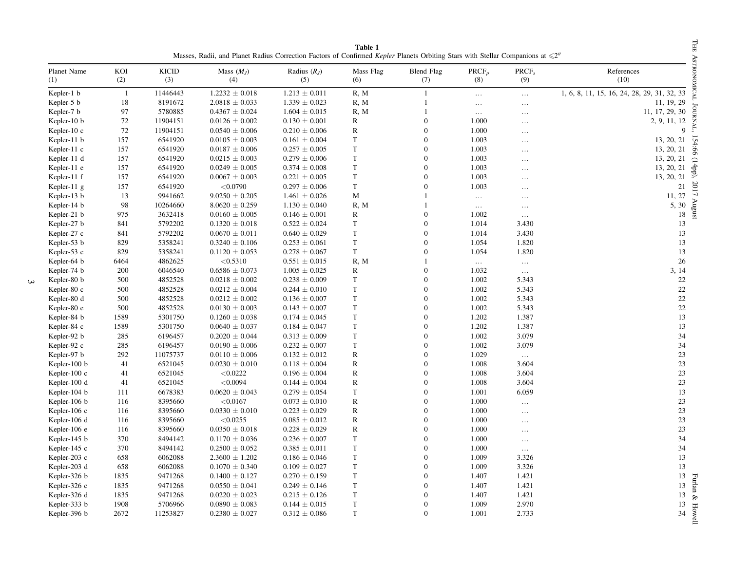**Table 1**
Masses, Radii, and Planet Radius Correction Factors of Confirmed *Kepler* Planets Orbiting Stars with Stellar Companions at $\leqslant 2''$

| Planet Name (1) | KOI (2) | KICID (3) | Mass ($M_J$) (4) | Radius ($R_J$) (5) | Mass Flag (6) | Blend Flag (7) | PRCF$_p$ (8) | PRCF$_s$ (9) | References (10) |
|---|---|---|---|---|---|---|---|---|---|
| Kepler-1 b | 1 | 11446443 | $1.2232 \pm 0.018$ | $1.213 \pm 0.011$ | R, M | 1 | … | … | 1, 6, 8, 11, 15, 16, 24, 28, 29, 31, 32, 33 |
| Kepler-5 b | 18 | 8191672 | $2.0818 \pm 0.033$ | $1.339 \pm 0.023$ | R, M | 1 | … | … | 11, 19, 29 |
| Kepler-7 b | 97 | 5780885 | $0.4367 \pm 0.024$ | $1.604 \pm 0.015$ | R, M | 1 | … | … | 11, 17, 29, 30 |
| Kepler-10 b | 72 | 11904151 | $0.0126 \pm 0.002$ | $0.130 \pm 0.001$ | R | 0 | 1.000 | … | 2, 9, 11, 12 |
| Kepler-10 c | 72 | 11904151 | $0.0540 \pm 0.006$ | $0.210 \pm 0.006$ | R | 0 | 1.000 | … | 9 |
| Kepler-11 b | 157 | 6541920 | $0.0105 \pm 0.003$ | $0.161 \pm 0.004$ | T | 0 | 1.003 | … | 13, 20, 21 |
| Kepler-11 c | 157 | 6541920 | $0.0187 \pm 0.006$ | $0.257 \pm 0.005$ | T | 0 | 1.003 | … | 13, 20, 21 |
| Kepler-11 d | 157 | 6541920 | $0.0215 \pm 0.003$ | $0.279 \pm 0.006$ | T | 0 | 1.003 | … | 13, 20, 21 |
| Kepler-11 e | 157 | 6541920 | $0.0249 \pm 0.005$ | $0.374 \pm 0.008$ | T | 0 | 1.003 | … | 13, 20, 21 |
| Kepler-11 f | 157 | 6541920 | $0.0067 \pm 0.003$ | $0.221 \pm 0.005$ | T | 0 | 1.003 | … | 13, 20, 21 |
| Kepler-11 g | 157 | 6541920 | $<0.0790$ | $0.297 \pm 0.006$ | T | 0 | 1.003 | … | 21 |
| Kepler-13 b | 13 | 9941662 | $9.0250 \pm 0.205$ | $1.461 \pm 0.026$ | M | 1 | … | … | 11, 27 |
| Kepler-14 b | 98 | 10264660 | $8.0620 \pm 0.259$ | $1.130 \pm 0.040$ | R, M | 1 | … | … | 5, 30 |
| Kepler-21 b | 975 | 3632418 | $0.0160 \pm 0.005$ | $0.146 \pm 0.001$ | R | 0 | 1.002 | … | 18 |
| Kepler-27 b | 841 | 5792202 | $0.1320 \pm 0.018$ | $0.522 \pm 0.024$ | T | 0 | 1.014 | 3.430 | 13 |
| Kepler-27 c | 841 | 5792202 | $0.0670 \pm 0.011$ | $0.640 \pm 0.029$ | T | 0 | 1.014 | 3.430 | 13 |
| Kepler-53 b | 829 | 5358241 | $0.3240 \pm 0.106$ | $0.253 \pm 0.061$ | T | 0 | 1.054 | 1.820 | 13 |
| Kepler-53 c | 829 | 5358241 | $0.1120 \pm 0.053$ | $0.278 \pm 0.067$ | T | 0 | 1.054 | 1.820 | 13 |
| Kepler-64 b | 6464 | 4862625 | $<0.5310$ | $0.551 \pm 0.015$ | R, M | 1 | … | … | 26 |
| Kepler-74 b | 200 | 6046540 | $0.6586 \pm 0.073$ | $1.005 \pm 0.025$ | R | 0 | 1.032 | … | 3, 14 |
| Kepler-80 b | 500 | 4852528 | $0.0218 \pm 0.002$ | $0.238 \pm 0.009$ | T | 0 | 1.002 | 5.343 | 22 |
| Kepler-80 c | 500 | 4852528 | $0.0212 \pm 0.004$ | $0.244 \pm 0.010$ | T | 0 | 1.002 | 5.343 | 22 |
| Kepler-80 d | 500 | 4852528 | $0.0212 \pm 0.002$ | $0.136 \pm 0.007$ | T | 0 | 1.002 | 5.343 | 22 |
| Kepler-80 e | 500 | 4852528 | $0.0130 \pm 0.003$ | $0.143 \pm 0.007$ | T | 0 | 1.002 | 5.343 | 22 |
| Kepler-84 b | 1589 | 5301750 | $0.1260 \pm 0.038$ | $0.174 \pm 0.045$ | T | 0 | 1.202 | 1.387 | 13 |
| Kepler-84 c | 1589 | 5301750 | $0.0640 \pm 0.037$ | $0.184 \pm 0.047$ | T | 0 | 1.202 | 1.387 | 13 |
| Kepler-92 b | 285 | 6196457 | $0.2020 \pm 0.044$ | $0.313 \pm 0.009$ | T | 0 | 1.002 | 3.079 | 34 |
| Kepler-92 c | 285 | 6196457 | $0.0190 \pm 0.006$ | $0.232 \pm 0.007$ | T | 0 | 1.002 | 3.079 | 34 |
| Kepler-97 b | 292 | 11075737 | $0.0110 \pm 0.006$ | $0.132 \pm 0.012$ | R | 0 | 1.029 | … | 23 |
| Kepler-100 b | 41 | 6521045 | $0.0230 \pm 0.010$ | $0.118 \pm 0.004$ | R | 0 | 1.008 | 3.604 | 23 |
| Kepler-100 c | 41 | 6521045 | $<0.0222$ | $0.196 \pm 0.004$ | R | 0 | 1.008 | 3.604 | 23 |
| Kepler-100 d | 41 | 6521045 | $<0.0094$ | $0.144 \pm 0.004$ | R | 0 | 1.008 | 3.604 | 23 |
| Kepler-104 b | 111 | 6678383 | $0.0620 \pm 0.043$ | $0.279 \pm 0.054$ | T | 0 | 1.001 | 6.059 | 13 |
| Kepler-106 b | 116 | 8395660 | $<0.0167$ | $0.073 \pm 0.010$ | R | 0 | 1.000 | … | 23 |
| Kepler-106 c | 116 | 8395660 | $0.0330 \pm 0.010$ | $0.223 \pm 0.029$ | R | 0 | 1.000 | … | 23 |
| Kepler-106 d | 116 | 8395660 | $<0.0255$ | $0.085 \pm 0.012$ | R | 0 | 1.000 | … | 23 |
| Kepler-106 e | 116 | 8395660 | $0.0350 \pm 0.018$ | $0.228 \pm 0.029$ | R | 0 | 1.000 | … | 23 |
| Kepler-145 b | 370 | 8494142 | $0.1170 \pm 0.036$ | $0.236 \pm 0.007$ | T | 0 | 1.000 | … | 34 |
| Kepler-145 c | 370 | 8494142 | $0.2500 \pm 0.052$ | $0.385 \pm 0.011$ | T | 0 | 1.000 | … | 34 |
| Kepler-203 c | 658 | 6062088 | $2.3600 \pm 1.202$ | $0.186 \pm 0.046$ | T | 0 | 1.009 | 3.326 | 13 |
| Kepler-203 d | 658 | 6062088 | $0.1070 \pm 0.340$ | $0.109 \pm 0.027$ | T | 0 | 1.009 | 3.326 | 13 |
| Kepler-326 b | 1835 | 9471268 | $0.1400 \pm 0.127$ | $0.270 \pm 0.159$ | T | 0 | 1.407 | 1.421 | 13 |
| Kepler-326 c | 1835 | 9471268 | $0.0550 \pm 0.041$ | $0.249 \pm 0.146$ | T | 0 | 1.407 | 1.421 | 13 |
| Kepler-326 d | 1835 | 9471268 | $0.0220 \pm 0.023$ | $0.215 \pm 0.126$ | T | 0 | 1.407 | 1.421 | 13 |
| Kepler-333 b | 1908 | 5706966 | $0.0890 \pm 0.083$ | $0.144 \pm 0.015$ | T | 0 | 1.009 | 2.970 | 13 |
| Kepler-396 b | 2672 | 11253827 | $0.2380 \pm 0.027$ | $0.312 \pm 0.086$ | T | 0 | 1.001 | 2.733 | 34 |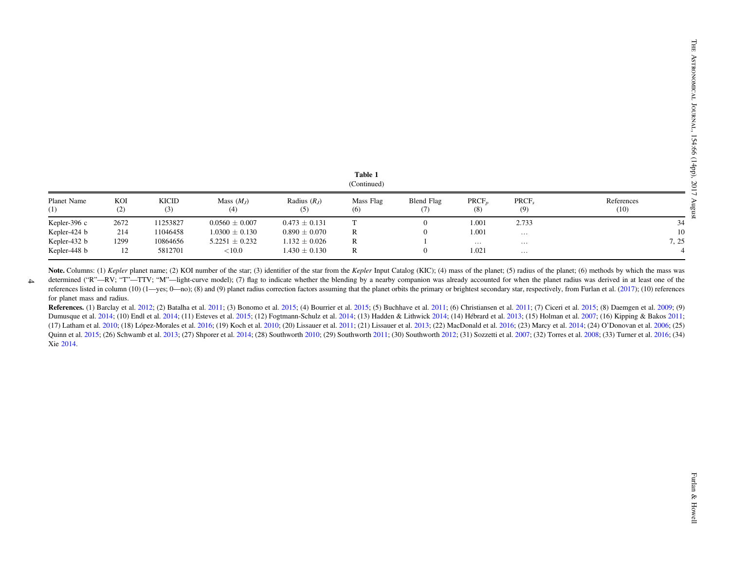**Table 1**
(Continued)

| Planet Name (1) | KOI (2) | KICID (3) | Mass ($M_J$) (4) | Radius ($R_J$) (5) | Mass Flag (6) | Blend Flag (7) | PRCF$_p$ (8) | PRCF$_s$ (9) | References (10) |
|---|---|---|---|---|---|---|---|---|---|
| Kepler-396 c | 2672 | 11253827 | $0.0560 \pm 0.007$ | $0.473 \pm 0.131$ | T | 0 | 1.001 | 2.733 | 34 |
| Kepler-424 b | 214 | 11046458 | $1.0300 \pm 0.130$ | $0.890 \pm 0.070$ | R | 0 | 1.001 | … | 10 |
| Kepler-432 b | 1299 | 10864656 | $5.2251 \pm 0.232$ | $1.132 \pm 0.026$ | R | 1 | … | … | 7, 25 |
| Kepler-448 b | 12 | 5812701 | $<10.0$ | $1.430 \pm 0.130$ | R | 0 | 1.021 | … | 4 |

**Note.** Columns: (1) *Kepler* planet name; (2) KOI number of the star; (3) identifier of the star from the *Kepler* Input Catalog (KIC); (4) mass of the planet; (5) radius of the planet; (6) methods by which the mass was determined ("R"—RV; "T"—TTV; "M"—light-curve model); (7) flag to indicate whether the blending by a nearby companion was already accounted for when the planet radius was derived in at least one of the references listed in column (10) (1—yes; 0—no); (8) and (9) planet radius correction factors assuming that the planet orbits the primary or brightest secondary star, respectively, from Furlan et al. (2017); (10) references for planet mass and radius.

**References.** (1) Barclay et al. 2012; (2) Batalha et al. 2011; (3) Bonomo et al. 2015; (4) Bourrier et al. 2015; (5) Buchhave et al. 2011; (6) Christiansen et al. 2011; (7) Ciceri et al. 2015; (8) Daemgen et al. 2009; (9) Dumusque et al. 2014; (10) Endl et al. 2014; (11) Esteves et al. 2015; (12) Fogtmann-Schulz et al. 2014; (13) Hadden & Lithwick 2014; (14) Hébrard et al. 2013; (15) Holman et al. 2007; (16) Kipping & Bakos 2011; (17) Latham et al. 2010; (18) López-Morales et al. 2016; (19) Koch et al. 2010; (20) Lissauer et al. 2011; (21) Lissauer et al. 2013; (22) MacDonald et al. 2016; (23) Marcy et al. 2014; (24) O'Donovan et al. 2006; (25) Quinn et al. 2015; (26) Schwamb et al. 2013; (27) Shporer et al. 2014; (28) Southworth 2010; (29) Southworth 2011; (30) Southworth 2012; (31) Sozzetti et al. 2007; (32) Torres et al. 2008; (33) Turner et al. 2016; (34) Xie 2014.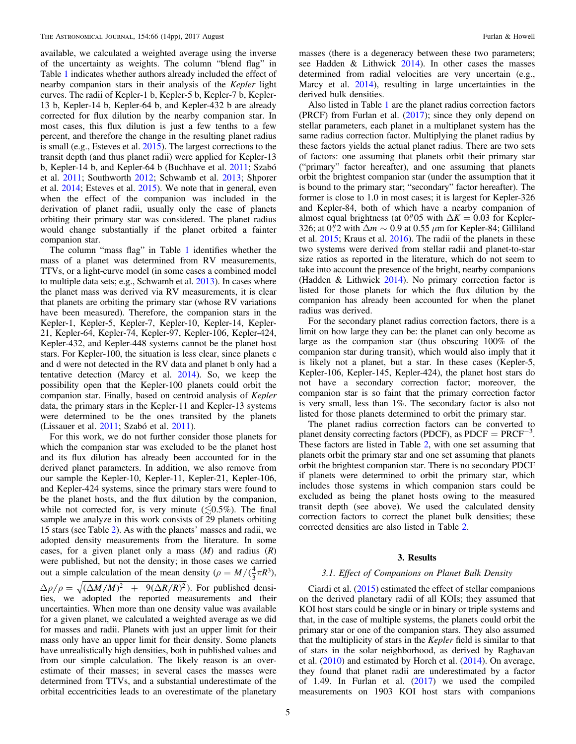available, we calculated a weighted average using the inverse of the uncertainty as weights. The column "blend flag" in Table 1 indicates whether authors already included the effect of nearby companion stars in their analysis of the *Kepler* light curves. The radii of Kepler-1 b, Kepler-5 b, Kepler-7 b, Kepler-13 b, Kepler-14 b, Kepler-64 b, and Kepler-432 b are already corrected for flux dilution by the nearby companion star. In most cases, this flux dilution is just a few tenths to a few percent, and therefore the change in the resulting planet radius is small (e.g., Esteves et al. 2015). The largest corrections to the transit depth (and thus planet radii) were applied for Kepler-13 b, Kepler-14 b, and Kepler-64 b (Buchhave et al. 2011; Szabó et al. 2011; Southworth 2012; Schwamb et al. 2013; Shporer et al. 2014; Esteves et al. 2015). We note that in general, even when the effect of the companion was included in the derivation of planet radii, usually only the case of planets orbiting their primary star was considered. The planet radius would change substantially if the planet orbited a fainter companion star.

The column "mass flag" in Table 1 identifies whether the mass of a planet was determined from RV measurements, TTVs, or a light-curve model (in some cases a combined model to multiple data sets; e.g., Schwamb et al. 2013). In cases where the planet mass was derived via RV measurements, it is clear that planets are orbiting the primary star (whose RV variations have been measured). Therefore, the companion stars in the Kepler-1, Kepler-5, Kepler-7, Kepler-10, Kepler-14, Kepler-21, Kepler-64, Kepler-74, Kepler-97, Kepler-106, Kepler-424, Kepler-432, and Kepler-448 systems cannot be the planet host stars. For Kepler-100, the situation is less clear, since planets c and d were not detected in the RV data and planet b only had a tentative detection (Marcy et al. 2014). So, we keep the possibility open that the Kepler-100 planets could orbit the companion star. Finally, based on centroid analysis of *Kepler* data, the primary stars in the Kepler-11 and Kepler-13 systems were determined to be the ones transited by the planets (Lissauer et al. 2011; Szabó et al. 2011).

For this work, we do not further consider those planets for which the companion star was excluded to be the planet host and its flux dilution has already been accounted for in the derived planet parameters. In addition, we also remove from our sample the Kepler-10, Kepler-11, Kepler-21, Kepler-106, and Kepler-424 systems, since the primary stars were found to be the planet hosts, and the flux dilution by the companion, while not corrected for, is very minute ($\lesssim$0.5%). The final sample we analyze in this work consists of 29 planets orbiting 15 stars (see Table 2). As with the planets' masses and radii, we adopted density measurements from the literature. In some cases, for a given planet only a mass ($M$) and radius ($R$) were published, but not the density; in those cases we carried out a simple calculation of the mean density ($\rho = M/(\frac{4}{3}\pi R^3)$, $\Delta\rho/\rho = \sqrt{(\Delta M/M)^2 + 9(\Delta R/R)^2}$). For published densities, we adopted the reported measurements and their uncertainties. When more than one density value was available for a given planet, we calculated a weighted average as we did for masses and radii. Planets with just an upper limit for their mass only have an upper limit for their density. Some planets have unrealistically high densities, both in published values and from our simple calculation. The likely reason is an overestimate of their masses; in several cases the masses were determined from TTVs, and a substantial underestimate of the orbital eccentricities leads to an overestimate of the planetary masses (there is a degeneracy between these two parameters; see Hadden & Lithwick 2014). In other cases the masses determined from radial velocities are very uncertain (e.g., Marcy et al. 2014), resulting in large uncertainties in the derived bulk densities.

Also listed in Table 1 are the planet radius correction factors (PRCF) from Furlan et al. (2017); since they only depend on stellar parameters, each planet in a multiplanet system has the same radius correction factor. Multiplying the planet radius by these factors yields the actual planet radius. There are two sets of factors: one assuming that planets orbit their primary star ("primary" factor hereafter), and one assuming that planets orbit the brightest companion star (under the assumption that it is bound to the primary star; "secondary" factor hereafter). The former is close to 1.0 in most cases; it is largest for Kepler-326 and Kepler-84, both of which have a nearby companion of almost equal brightness (at 0.″05 with $\Delta K = 0.03$ for Kepler-326; at 0.″2 with $\Delta m \sim 0.9$ at 0.55 $\mu$m for Kepler-84; Gilliland et al. 2015; Kraus et al. 2016). The radii of the planets in these two systems were derived from stellar radii and planet-to-star size ratios as reported in the literature, which do not seem to take into account the presence of the bright, nearby companions (Hadden & Lithwick 2014). No primary correction factor is listed for those planets for which the flux dilution by the companion has already been accounted for when the planet radius was derived.

For the secondary planet radius correction factors, there is a limit on how large they can be: the planet can only become as large as the companion star (thus obscuring 100% of the companion star during transit), which would also imply that it is likely not a planet, but a star. In these cases (Kepler-5, Kepler-106, Kepler-145, Kepler-424), the planet host stars do not have a secondary correction factor; moreover, the companion star is so faint that the primary correction factor is very small, less than 1%. The secondary factor is also not listed for those planets determined to orbit the primary star.

The planet radius correction factors can be converted to planet density correcting factors (PDCF), as PDCF = PRCF$^{-3}$. These factors are listed in Table 2, with one set assuming that planets orbit the primary star and one set assuming that planets orbit the brightest companion star. There is no secondary PDCF if planets were determined to orbit the primary star, which includes those systems in which companion stars could be excluded as being the planet hosts owing to the measured transit depth (see above). We used the calculated density correction factors to correct the planet bulk densities; these corrected densities are also listed in Table 2.

## 3. Results

### 3.1. Effect of Companions on Planet Bulk Density

Ciardi et al. (2015) estimated the effect of stellar companions on the derived planetary radii of all KOIs; they assumed that KOI host stars could be single or in binary or triple systems and that, in the case of multiple systems, the planets could orbit the primary star or one of the companion stars. They also assumed that the multiplicity of stars in the *Kepler* field is similar to that of stars in the solar neighborhood, as derived by Raghavan et al. (2010) and estimated by Horch et al. (2014). On average, they found that planet radii are underestimated by a factor of 1.49. In Furlan et al. (2017) we used the compiled measurements on 1903 KOI host stars with companions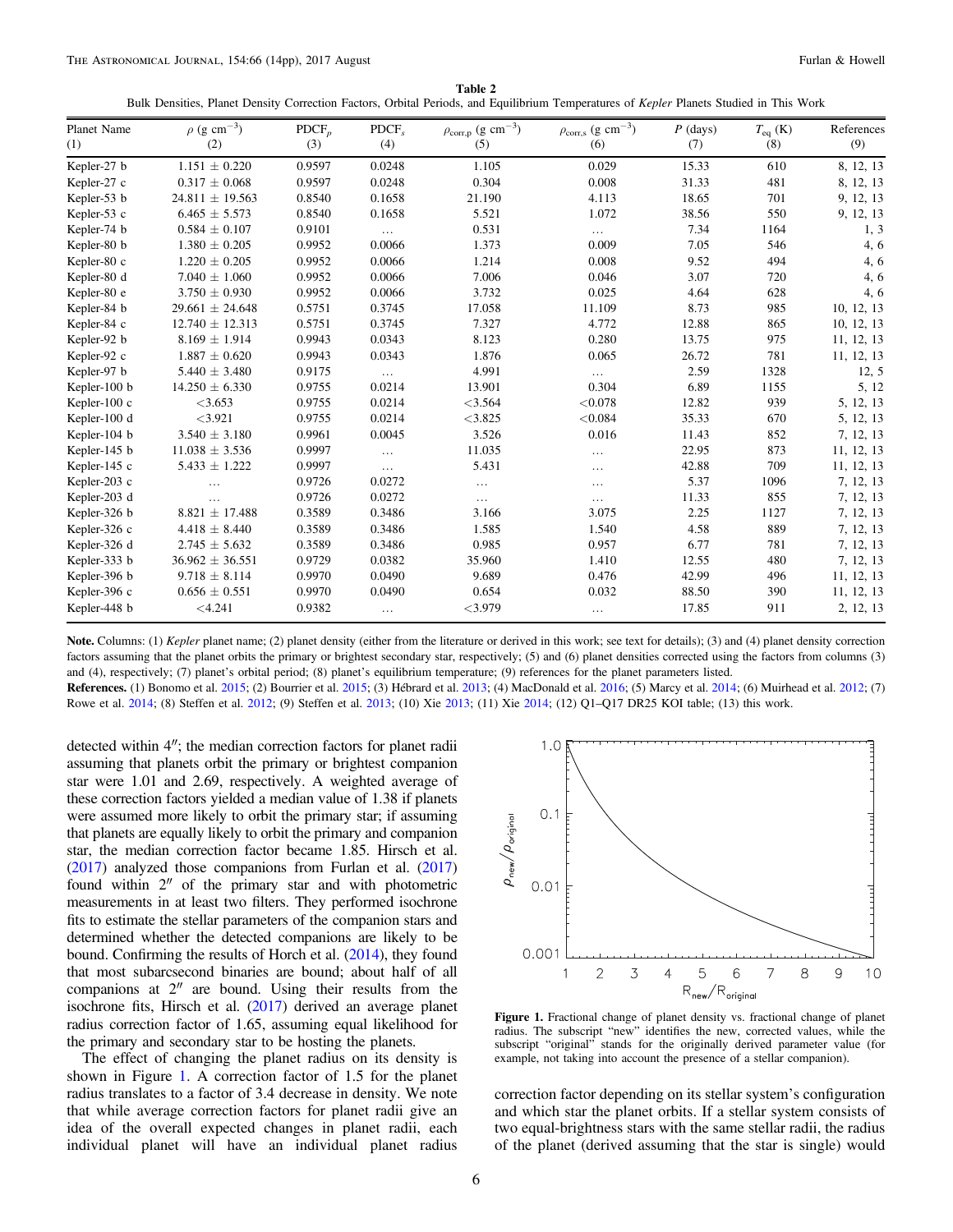**Table 2**
Bulk Densities, Planet Density Correction Factors, Orbital Periods, and Equilibrium Temperatures of *Kepler* Planets Studied in This Work

| Planet Name (1) | $\rho$ (g cm$^{-3}$) (2) | PDCF$_p$ (3) | PDCF$_s$ (4) | $\rho_{\rm corr,p}$ (g cm$^{-3}$) (5) | $\rho_{\rm corr,s}$ (g cm$^{-3}$) (6) | $P$ (days) (7) | $T_{\rm eq}$ (K) (8) | References (9) |
|---|---|---|---|---|---|---|---|---|
| Kepler-27 b | 1.151 ± 0.220 | 0.9597 | 0.0248 | 1.105 | 0.029 | 15.33 | 610 | 8, 12, 13 |
| Kepler-27 c | 0.317 ± 0.068 | 0.9597 | 0.0248 | 0.304 | 0.008 | 31.33 | 481 | 8, 12, 13 |
| Kepler-53 b | 24.811 ± 19.563 | 0.8540 | 0.1658 | 21.190 | 4.113 | 18.65 | 701 | 9, 12, 13 |
| Kepler-53 c | 6.465 ± 5.573 | 0.8540 | 0.1658 | 5.521 | 1.072 | 38.56 | 550 | 9, 12, 13 |
| Kepler-74 b | 0.584 ± 0.107 | 0.9101 | … | 0.531 | … | 7.34 | 1164 | 1, 3 |
| Kepler-80 b | 1.380 ± 0.205 | 0.9952 | 0.0066 | 1.373 | 0.009 | 7.05 | 546 | 4, 6 |
| Kepler-80 c | 1.220 ± 0.205 | 0.9952 | 0.0066 | 1.214 | 0.008 | 9.52 | 494 | 4, 6 |
| Kepler-80 d | 7.040 ± 1.060 | 0.9952 | 0.0066 | 7.006 | 0.046 | 3.07 | 720 | 4, 6 |
| Kepler-80 e | 3.750 ± 0.930 | 0.9952 | 0.0066 | 3.732 | 0.025 | 4.64 | 628 | 4, 6 |
| Kepler-84 b | 29.661 ± 24.648 | 0.5751 | 0.3745 | 17.058 | 11.109 | 8.73 | 985 | 10, 12, 13 |
| Kepler-84 c | 12.740 ± 12.313 | 0.5751 | 0.3745 | 7.327 | 4.772 | 12.88 | 865 | 10, 12, 13 |
| Kepler-92 b | 8.169 ± 1.914 | 0.9943 | 0.0343 | 8.123 | 0.280 | 13.75 | 975 | 11, 12, 13 |
| Kepler-92 c | 1.887 ± 0.620 | 0.9943 | 0.0343 | 1.876 | 0.065 | 26.72 | 781 | 11, 12, 13 |
| Kepler-97 b | 5.440 ± 3.480 | 0.9175 | … | 4.991 | … | 2.59 | 1328 | 12, 5 |
| Kepler-100 b | 14.250 ± 6.330 | 0.9755 | 0.0214 | 13.901 | 0.304 | 6.89 | 1155 | 5, 12 |
| Kepler-100 c | <3.653 | 0.9755 | 0.0214 | <3.564 | <0.078 | 12.82 | 939 | 5, 12, 13 |
| Kepler-100 d | <3.921 | 0.9755 | 0.0214 | <3.825 | <0.084 | 35.33 | 670 | 5, 12, 13 |
| Kepler-104 b | 3.540 ± 3.180 | 0.9961 | 0.0045 | 3.526 | 0.016 | 11.43 | 852 | 7, 12, 13 |
| Kepler-145 b | 11.038 ± 3.536 | 0.9997 | … | 11.035 | … | 22.95 | 873 | 11, 12, 13 |
| Kepler-145 c | 5.433 ± 1.222 | 0.9997 | … | 5.431 | … | 42.88 | 709 | 11, 12, 13 |
| Kepler-203 c | … | 0.9726 | 0.0272 | … | … | 5.37 | 1096 | 7, 12, 13 |
| Kepler-203 d | … | 0.9726 | 0.0272 | … | … | 11.33 | 855 | 7, 12, 13 |
| Kepler-326 b | 8.821 ± 17.488 | 0.3589 | 0.3486 | 3.166 | 3.075 | 2.25 | 1127 | 7, 12, 13 |
| Kepler-326 c | 4.418 ± 8.440 | 0.3589 | 0.3486 | 1.585 | 1.540 | 4.58 | 889 | 7, 12, 13 |
| Kepler-326 d | 2.745 ± 5.632 | 0.3589 | 0.3486 | 0.985 | 0.957 | 6.77 | 781 | 7, 12, 13 |
| Kepler-333 b | 36.962 ± 36.551 | 0.9729 | 0.0382 | 35.960 | 1.410 | 12.55 | 480 | 7, 12, 13 |
| Kepler-396 b | 9.718 ± 8.114 | 0.9970 | 0.0490 | 9.689 | 0.476 | 42.99 | 496 | 11, 12, 13 |
| Kepler-396 c | 0.656 ± 0.551 | 0.9970 | 0.0490 | 0.654 | 0.032 | 88.50 | 390 | 11, 12, 13 |
| Kepler-448 b | <4.241 | 0.9382 | … | <3.979 | … | 17.85 | 911 | 2, 12, 13 |

**Note.** Columns: (1) *Kepler* planet name; (2) planet density (either from the literature or derived in this work; see text for details); (3) and (4) planet density correction factors assuming that the planet orbits the primary or brightest secondary star, respectively; (5) and (6) planet densities corrected using the factors from columns (3) and (4), respectively; (7) planet's orbital period; (8) planet's equilibrium temperature; (9) references for the planet parameters listed.

**References.** (1) Bonomo et al. 2015; (2) Bourrier et al. 2015; (3) Hébrard et al. 2013; (4) MacDonald et al. 2016; (5) Marcy et al. 2014; (6) Muirhead et al. 2012; (7) Rowe et al. 2014; (8) Steffen et al. 2012; (9) Steffen et al. 2013; (10) Xie 2013; (11) Xie 2014; (12) Q1–Q17 DR25 KOI table; (13) this work.

detected within 4″; the median correction factors for planet radii assuming that planets orbit the primary or brightest companion star were 1.01 and 2.69, respectively. A weighted average of these correction factors yielded a median value of 1.38 if planets were assumed more likely to orbit the primary star; if assuming that planets are equally likely to orbit the primary and companion star, the median correction factor became 1.85. Hirsch et al. (2017) analyzed those companions from Furlan et al. (2017) found within 2″ of the primary star and with photometric measurements in at least two filters. They performed isochrone fits to estimate the stellar parameters of the companion stars and determined whether the detected companions are likely to be bound. Confirming the results of Horch et al. (2014), they found that most subarcsecond binaries are bound; about half of all companions at 2″ are bound. Using their results from the isochrone fits, Hirsch et al. (2017) derived an average planet radius correction factor of 1.65, assuming equal likelihood for the primary and secondary star to be hosting the planets.

The effect of changing the planet radius on its density is shown in Figure 1. A correction factor of 1.5 for the planet radius translates to a factor of 3.4 decrease in density. We note that while average correction factors for planet radii give an idea of the overall expected changes in planet radii, each individual planet will have an individual planet radius correction factor depending on its stellar system's configuration and which star the planet orbits. If a stellar system consists of two equal-brightness stars with the same stellar radii, the radius of the planet (derived assuming that the star is single) would

**Figure 1.** Fractional change of planet density vs. fractional change of planet radius. The subscript "new" identifies the new, corrected values, while the subscript "original" stands for the originally derived parameter value (for example, not taking into account the presence of a stellar companion).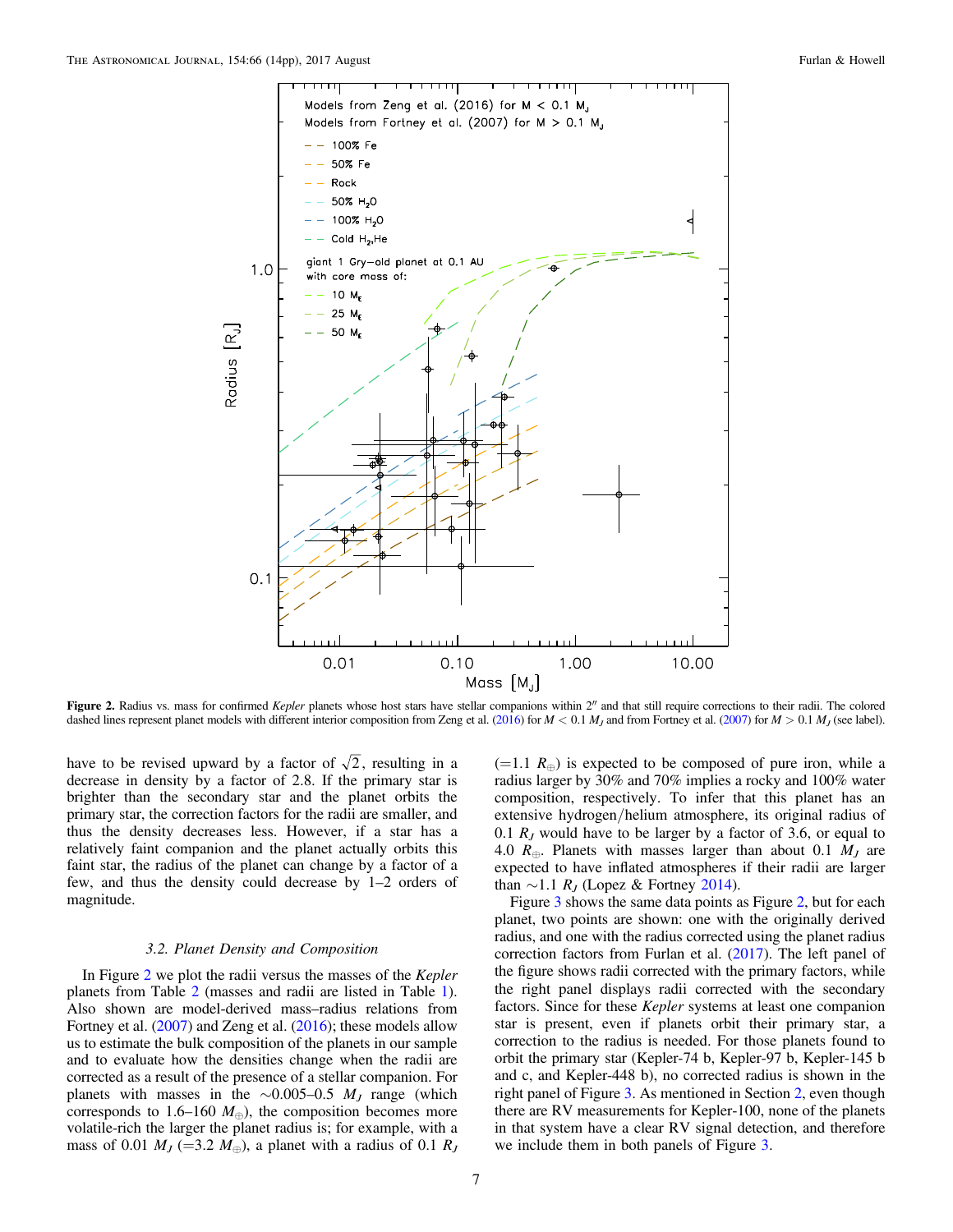Figure 2. Radius vs. mass for confirmed *Kepler* planets whose host stars have stellar companions within 2″ and that still require corrections to their radii. The colored dashed lines represent planet models with different interior composition from Zeng et al. (2016) for $M < 0.1\ M_J$ and from Fortney et al. (2007) for $M > 0.1\ M_J$ (see label).

have to be revised upward by a factor of $\sqrt{2}$, resulting in a decrease in density by a factor of 2.8. If the primary star is brighter than the secondary star and the planet orbits the primary star, the correction factors for the radii are smaller, and thus the density decreases less. However, if a star has a relatively faint companion and the planet actually orbits this faint star, the radius of the planet can change by a factor of a few, and thus the density could decrease by 1–2 orders of magnitude.

### 3.2. Planet Density and Composition

In Figure 2 we plot the radii versus the masses of the *Kepler* planets from Table 2 (masses and radii are listed in Table 1). Also shown are model-derived mass–radius relations from Fortney et al. (2007) and Zeng et al. (2016); these models allow us to estimate the bulk composition of the planets in our sample and to evaluate how the densities change when the radii are corrected as a result of the presence of a stellar companion. For planets with masses in the $\sim$0.005–0.5 $M_J$ range (which corresponds to 1.6–160 $M_\oplus$), the composition becomes more volatile-rich the larger the planet radius is; for example, with a mass of 0.01 $M_J$ (=3.2 $M_\oplus$), a planet with a radius of 0.1 $R_J$ (=1.1 $R_\oplus$) is expected to be composed of pure iron, while a radius larger by 30% and 70% implies a rocky and 100% water composition, respectively. To infer that this planet has an extensive hydrogen/helium atmosphere, its original radius of 0.1 $R_J$ would have to be larger by a factor of 3.6, or equal to 4.0 $R_\oplus$. Planets with masses larger than about 0.1 $M_J$ are expected to have inflated atmospheres if their radii are larger than $\sim$1.1 $R_J$ (Lopez & Fortney 2014).

Figure 3 shows the same data points as Figure 2, but for each planet, two points are shown: one with the originally derived radius, and one with the radius corrected using the planet radius correction factors from Furlan et al. (2017). The left panel of the figure shows radii corrected with the primary factors, while the right panel displays radii corrected with the secondary factors. Since for these *Kepler* systems at least one companion star is present, even if planets orbit their primary star, a correction to the radius is needed. For those planets found to orbit the primary star (Kepler-74 b, Kepler-97 b, Kepler-145 b and c, and Kepler-448 b), no corrected radius is shown in the right panel of Figure 3. As mentioned in Section 2, even though there are RV measurements for Kepler-100, none of the planets in that system have a clear RV signal detection, and therefore we include them in both panels of Figure 3.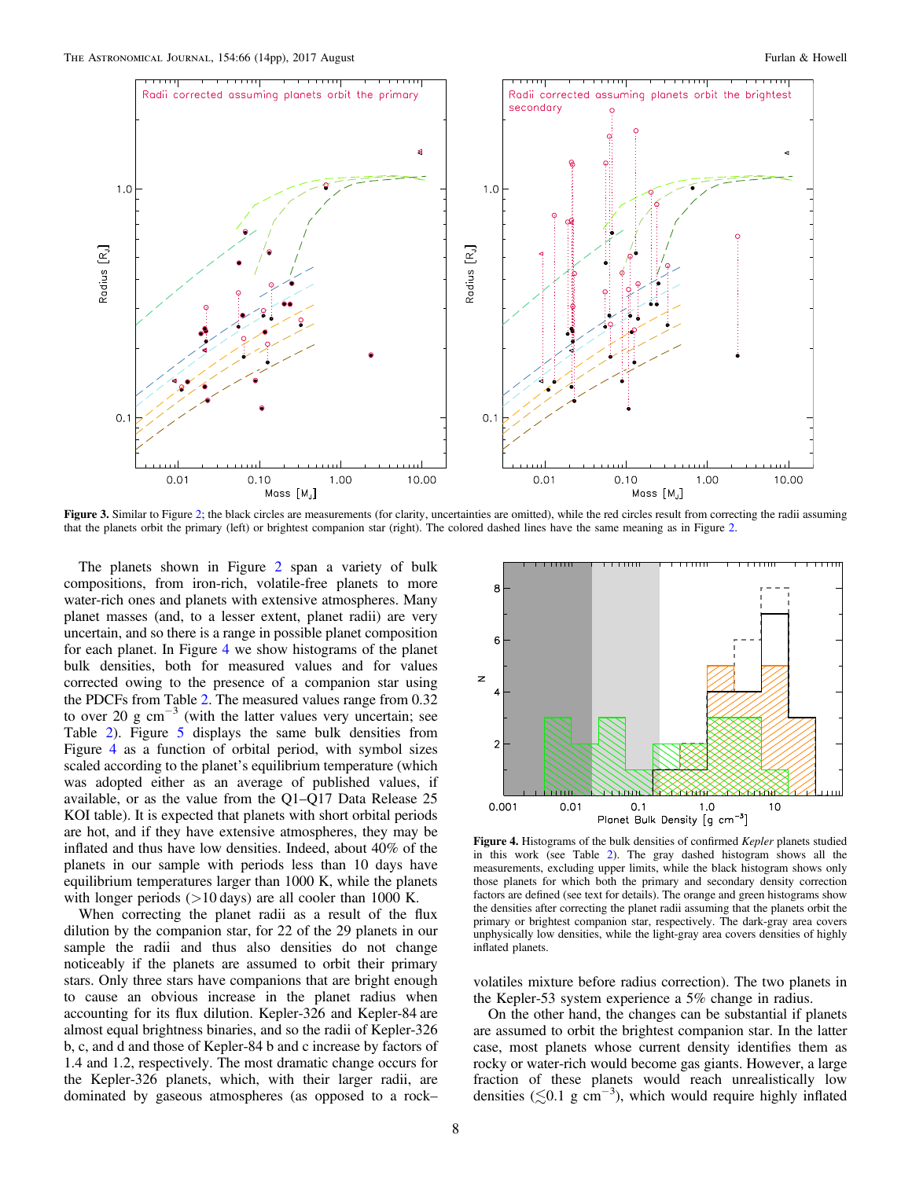**Figure 3.** Similar to Figure 2; the black circles are measurements (for clarity, uncertainties are omitted), while the red circles result from correcting the radii assuming that the planets orbit the primary (left) or brightest companion star (right). The colored dashed lines have the same meaning as in Figure 2.

The planets shown in Figure 2 span a variety of bulk compositions, from iron-rich, volatile-free planets to more water-rich ones and planets with extensive atmospheres. Many planet masses (and, to a lesser extent, planet radii) are very uncertain, and so there is a range in possible planet composition for each planet. In Figure 4 we show histograms of the planet bulk densities, both for measured values and for values corrected owing to the presence of a companion star using the PDCFs from Table 2. The measured values range from 0.32 to over 20 g $cm^{-3}$ (with the latter values very uncertain; see Table 2). Figure 5 displays the same bulk densities from Figure 4 as a function of orbital period, with symbol sizes scaled according to the planet's equilibrium temperature (which was adopted either as an average of published values, if available, or as the value from the Q1–Q17 Data Release 25 KOI table). It is expected that planets with short orbital periods are hot, and if they have extensive atmospheres, they may be inflated and thus have low densities. Indeed, about 40% of the planets in our sample with periods less than 10 days have equilibrium temperatures larger than 1000 K, while the planets with longer periods (>10 days) are all cooler than 1000 K.

When correcting the planet radii as a result of the flux dilution by the companion star, for 22 of the 29 planets in our sample the radii and thus also densities do not change noticeably if the planets are assumed to orbit their primary stars. Only three stars have companions that are bright enough to cause an obvious increase in the planet radius when accounting for its flux dilution. Kepler-326 and Kepler-84 are almost equal brightness binaries, and so the radii of Kepler-326 b, c, and d and those of Kepler-84 b and c increase by factors of 1.4 and 1.2, respectively. The most dramatic change occurs for the Kepler-326 planets, which, with their larger radii, are dominated by gaseous atmospheres (as opposed to a rock–volatiles mixture before radius correction). The two planets in the Kepler-53 system experience a 5% change in radius.

**Figure 4.** Histograms of the bulk densities of confirmed *Kepler* planets studied in this work (see Table 2). The gray dashed histogram shows all the measurements, excluding upper limits, while the black histogram shows only those planets for which both the primary and secondary density correction factors are defined (see text for details). The orange and green histograms show the densities after correcting the planet radii assuming that the planets orbit the primary or brightest companion star, respectively. The dark-gray area covers unphysically low densities, while the light-gray area covers densities of highly inflated planets.

On the other hand, the changes can be substantial if planets are assumed to orbit the brightest companion star. In the latter case, most planets whose current density identifies them as rocky or water-rich would become gas giants. However, a large fraction of these planets would reach unrealistically low densities ($\lesssim$0.1 g $cm^{-3}$), which would require highly inflated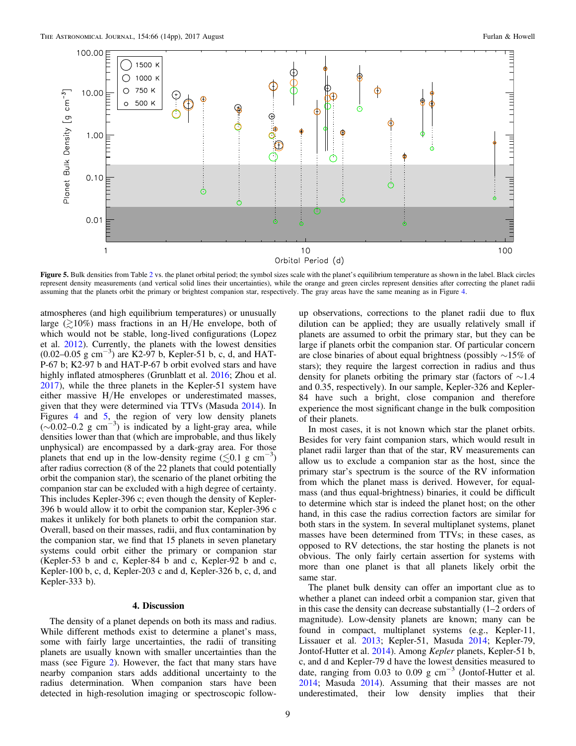Figure 5. Bulk densities from Table 2 vs. the planet orbital period; the symbol sizes scale with the planet's equilibrium temperature as shown in the label. Black circles represent density measurements (and vertical solid lines their uncertainties), while the orange and green circles represent densities after correcting the planet radii assuming that the planets orbit the primary or brightest companion star, respectively. The gray areas have the same meaning as in Figure 4.

atmospheres (and high equilibrium temperatures) or unusually large ($\gtrsim$10%) mass fractions in an H/He envelope, both of which would not be stable, long-lived configurations (Lopez et al. 2012). Currently, the planets with the lowest densities (0.02–0.05 g $\mathrm{cm^{-3}}$) are K2-97 b, Kepler-51 b, c, d, and HAT-P-67 b; K2-97 b and HAT-P-67 b orbit evolved stars and have highly inflated atmospheres (Grunblatt et al. 2016; Zhou et al. 2017), while the three planets in the Kepler-51 system have either massive H/He envelopes or underestimated masses, given that they were determined via TTVs (Masuda 2014). In Figures 4 and 5, the region of very low density planets ($\sim$0.02–0.2 g $\mathrm{cm^{-3}}$) is indicated by a light-gray area, while densities lower than that (which are improbable, and thus likely unphysical) are encompassed by a dark-gray area. For those planets that end up in the low-density regime ($\lesssim$0.1 g $\mathrm{cm^{-3}}$) after radius correction (8 of the 22 planets that could potentially orbit the companion star), the scenario of the planet orbiting the companion star can be excluded with a high degree of certainty. This includes Kepler-396 c; even though the density of Kepler-396 b would allow it to orbit the companion star, Kepler-396 c makes it unlikely for both planets to orbit the companion star. Overall, based on their masses, radii, and flux contamination by the companion star, we find that 15 planets in seven planetary systems could orbit either the primary or companion star (Kepler-53 b and c, Kepler-84 b and c, Kepler-92 b and c, Kepler-100 b, c, d, Kepler-203 c and d, Kepler-326 b, c, d, and Kepler-333 b).

## 4. Discussion

The density of a planet depends on both its mass and radius. While different methods exist to determine a planet's mass, some with fairly large uncertainties, the radii of transiting planets are usually known with smaller uncertainties than the mass (see Figure 2). However, the fact that many stars have nearby companion stars adds additional uncertainty to the radius determination. When companion stars have been detected in high-resolution imaging or spectroscopic follow-up observations, corrections to the planet radii due to flux dilution can be applied; they are usually relatively small if planets are assumed to orbit the primary star, but they can be large if planets orbit the companion star. Of particular concern are close binaries of about equal brightness (possibly $\sim$15% of stars); they require the largest correction in radius and thus density for planets orbiting the primary star (factors of $\sim$1.4 and 0.35, respectively). In our sample, Kepler-326 and Kepler-84 have such a bright, close companion and therefore experience the most significant change in the bulk composition of their planets.

In most cases, it is not known which star the planet orbits. Besides for very faint companion stars, which would result in planet radii larger than that of the star, RV measurements can allow us to exclude a companion star as the host, since the primary star's spectrum is the source of the RV information from which the planet mass is derived. However, for equal-mass (and thus equal-brightness) binaries, it could be difficult to determine which star is indeed the planet host; on the other hand, in this case the radius correction factors are similar for both stars in the system. In several multiplanet systems, planet masses have been determined from TTVs; in these cases, as opposed to RV detections, the star hosting the planets is not obvious. The only fairly certain assertion for systems with more than one planet is that all planets likely orbit the same star.

The planet bulk density can offer an important clue as to whether a planet can indeed orbit a companion star, given that in this case the density can decrease substantially (1–2 orders of magnitude). Low-density planets are known; many can be found in compact, multiplanet systems (e.g., Kepler-11, Lissauer et al. 2013; Kepler-51, Masuda 2014; Kepler-79, Jontof-Hutter et al. 2014). Among *Kepler* planets, Kepler-51 b, c, and d and Kepler-79 d have the lowest densities measured to date, ranging from 0.03 to 0.09 g $\mathrm{cm^{-3}}$ (Jontof-Hutter et al. 2014; Masuda 2014). Assuming that their masses are not underestimated, their low density implies that their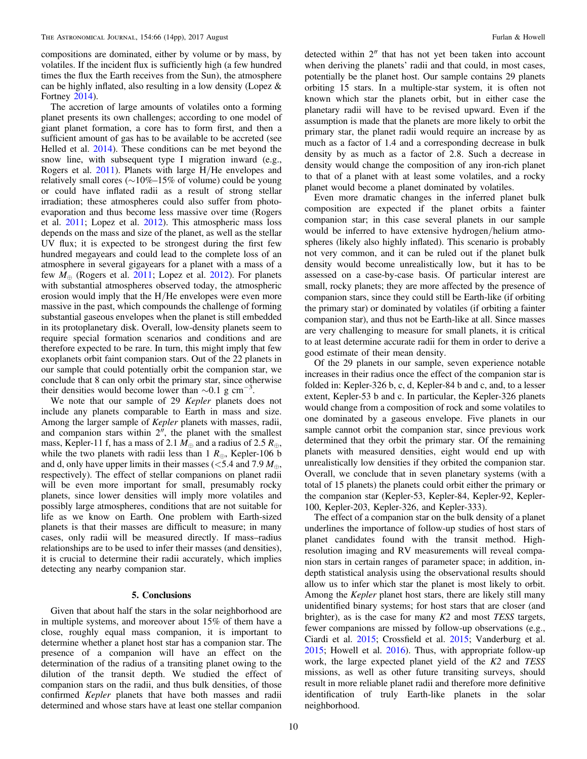compositions are dominated, either by volume or by mass, by volatiles. If the incident flux is sufficiently high (a few hundred times the flux the Earth receives from the Sun), the atmosphere can be highly inflated, also resulting in a low density (Lopez & Fortney 2014).

The accretion of large amounts of volatiles onto a forming planet presents its own challenges; according to one model of giant planet formation, a core has to form first, and then a sufficient amount of gas has to be available to be accreted (see Helled et al. 2014). These conditions can be met beyond the snow line, with subsequent type I migration inward (e.g., Rogers et al. 2011). Planets with large H/He envelopes and relatively small cores (~10%–15% of volume) could be young or could have inflated radii as a result of strong stellar irradiation; these atmospheres could also suffer from photo-evaporation and thus become less massive over time (Rogers et al. 2011; Lopez et al. 2012). This atmospheric mass loss depends on the mass and size of the planet, as well as the stellar UV flux; it is expected to be strongest during the first few hundred megayears and could lead to the complete loss of an atmosphere in several gigayears for a planet with a mass of a few $M_{\oplus}$ (Rogers et al. 2011; Lopez et al. 2012). For planets with substantial atmospheres observed today, the atmospheric erosion would imply that the H/He envelopes were even more massive in the past, which compounds the challenge of forming substantial gaseous envelopes when the planet is still embedded in its protoplanetary disk. Overall, low-density planets seem to require special formation scenarios and conditions and are therefore expected to be rare. In turn, this might imply that few exoplanets orbit faint companion stars. Out of the 22 planets in our sample that could potentially orbit the companion star, we conclude that 8 can only orbit the primary star, since otherwise their densities would become lower than $\sim 0.1$ g cm$^{-3}$.

We note that our sample of 29 *Kepler* planets does not include any planets comparable to Earth in mass and size. Among the larger sample of *Kepler* planets with masses, radii, and companion stars within $2''$, the planet with the smallest mass, Kepler-11 f, has a mass of 2.1 $M_{\oplus}$ and a radius of 2.5 $R_{\oplus}$, while the two planets with radii less than 1 $R_{\oplus}$, Kepler-106 b and d, only have upper limits in their masses ($<5.4$ and 7.9 $M_{\oplus}$, respectively). The effect of stellar companions on planet radii will be even more important for small, presumably rocky planets, since lower densities will imply more volatiles and possibly large atmospheres, conditions that are not suitable for life as we know on Earth. One problem with Earth-sized planets is that their masses are difficult to measure; in many cases, only radii will be measured directly. If mass–radius relationships are to be used to infer their masses (and densities), it is crucial to determine their radii accurately, which implies detecting any nearby companion star.

## 5. Conclusions

Given that about half the stars in the solar neighborhood are in multiple systems, and moreover about 15% of them have a close, roughly equal mass companion, it is important to determine whether a planet host star has a companion star. The presence of a companion will have an effect on the determination of the radius of a transiting planet owing to the dilution of the transit depth. We studied the effect of companion stars on the radii, and thus bulk densities, of those confirmed *Kepler* planets that have both masses and radii determined and whose stars have at least one stellar companion detected within $2''$ that has not yet been taken into account when deriving the planets' radii and that could, in most cases, potentially be the planet host. Our sample contains 29 planets orbiting 15 stars. In a multiple-star system, it is often not known which star the planets orbit, but in either case the planetary radii will have to be revised upward. Even if the assumption is made that the planets are more likely to orbit the primary star, the planet radii would require an increase by as much as a factor of 1.4 and a corresponding decrease in bulk density by as much as a factor of 2.8. Such a decrease in density would change the composition of any iron-rich planet to that of a planet with at least some volatiles, and a rocky planet would become a planet dominated by volatiles.

Even more dramatic changes in the inferred planet bulk composition are expected if the planet orbits a fainter companion star; in this case several planets in our sample would be inferred to have extensive hydrogen/helium atmospheres (likely also highly inflated). This scenario is probably not very common, and it can be ruled out if the planet bulk density would become unrealistically low, but it has to be assessed on a case-by-case basis. Of particular interest are small, rocky planets; they are more affected by the presence of companion stars, since they could still be Earth-like (if orbiting the primary star) or dominated by volatiles (if orbiting a fainter companion star), and thus not be Earth-like at all. Since masses are very challenging to measure for small planets, it is critical to at least determine accurate radii for them in order to derive a good estimate of their mean density.

Of the 29 planets in our sample, seven experience notable increases in their radius once the effect of the companion star is folded in: Kepler-326 b, c, d, Kepler-84 b and c, and, to a lesser extent, Kepler-53 b and c. In particular, the Kepler-326 planets would change from a composition of rock and some volatiles to one dominated by a gaseous envelope. Five planets in our sample cannot orbit the companion star, since previous work determined that they orbit the primary star. Of the remaining planets with measured densities, eight would end up with unrealistically low densities if they orbited the companion star. Overall, we conclude that in seven planetary systems (with a total of 15 planets) the planets could orbit either the primary or the companion star (Kepler-53, Kepler-84, Kepler-92, Kepler-100, Kepler-203, Kepler-326, and Kepler-333).

The effect of a companion star on the bulk density of a planet underlines the importance of follow-up studies of host stars of planet candidates found with the transit method. High-resolution imaging and RV measurements will reveal companion stars in certain ranges of parameter space; in addition, in-depth statistical analysis using the observational results should allow us to infer which star the planet is most likely to orbit. Among the *Kepler* planet host stars, there are likely still many unidentified binary systems; for host stars that are closer (and brighter), as is the case for many *K2* and most *TESS* targets, fewer companions are missed by follow-up observations (e.g., Ciardi et al. 2015; Crossfield et al. 2015; Vanderburg et al. 2015; Howell et al. 2016). Thus, with appropriate follow-up work, the large expected planet yield of the *K2* and *TESS* missions, as well as other future transiting surveys, should result in more reliable planet radii and therefore more definitive identification of truly Earth-like planets in the solar neighborhood.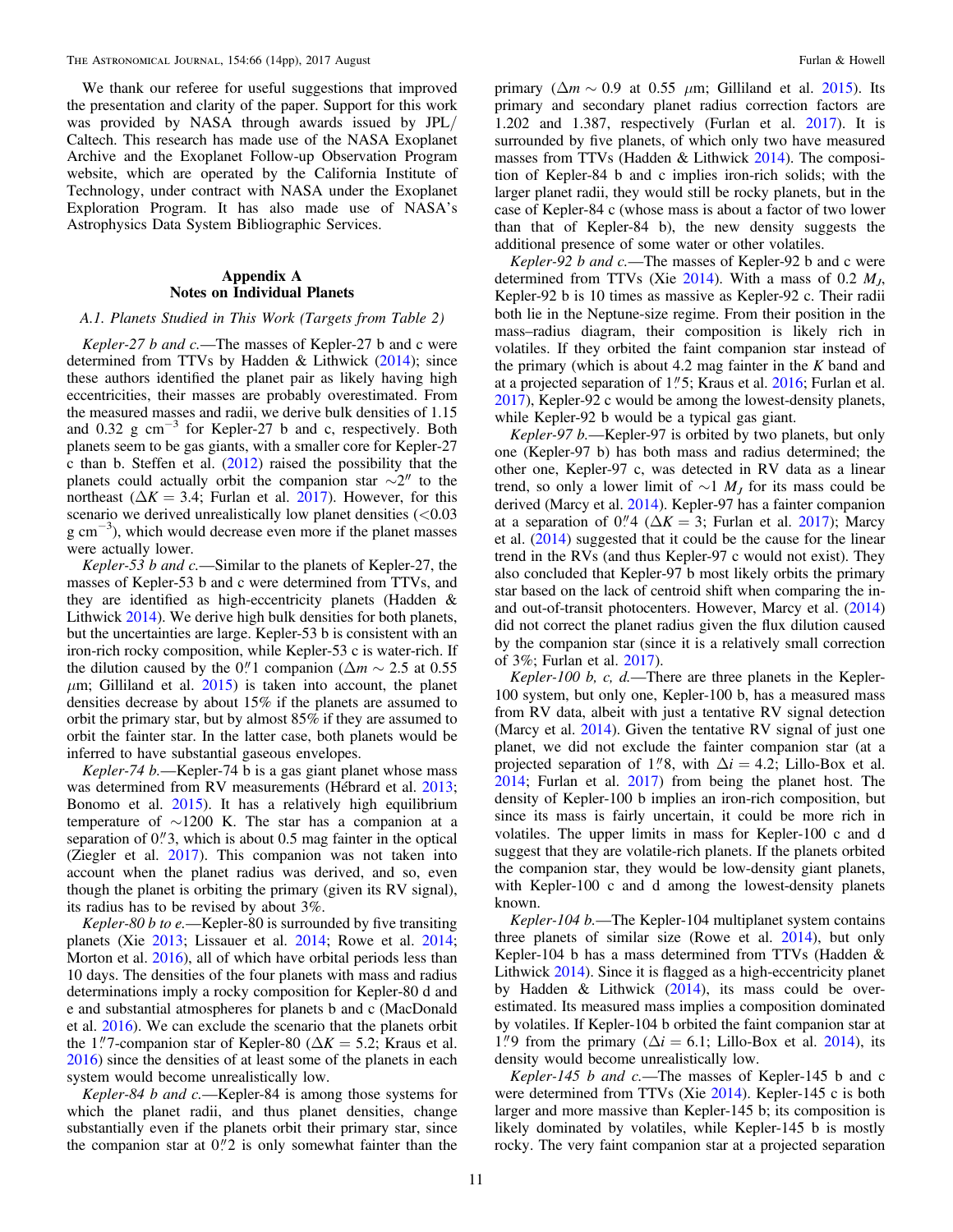We thank our referee for useful suggestions that improved the presentation and clarity of the paper. Support for this work was provided by NASA through awards issued by JPL/Caltech. This research has made use of the NASA Exoplanet Archive and the Exoplanet Follow-up Observation Program website, which are operated by the California Institute of Technology, under contract with NASA under the Exoplanet Exploration Program. It has also made use of NASA's Astrophysics Data System Bibliographic Services.

## Appendix A
## Notes on Individual Planets

### A.1. Planets Studied in This Work (Targets from Table 2)

*Kepler-27 b and c.*—The masses of Kepler-27 b and c were determined from TTVs by Hadden & Lithwick (2014); since these authors identified the planet pair as likely having high eccentricities, their masses are probably overestimated. From the measured masses and radii, we derive bulk densities of 1.15 and 0.32 g cm$^{-3}$ for Kepler-27 b and c, respectively. Both planets seem to be gas giants, with a smaller core for Kepler-27 c than b. Steffen et al. (2012) raised the possibility that the planets could actually orbit the companion star $\sim 2''$ to the northeast ($\Delta K = 3.4$; Furlan et al. 2017). However, for this scenario we derived unrealistically low planet densities ($<0.03$ g cm$^{-3}$), which would decrease even more if the planet masses were actually lower.

*Kepler-53 b and c.*—Similar to the planets of Kepler-27, the masses of Kepler-53 b and c were determined from TTVs, and they are identified as high-eccentricity planets (Hadden & Lithwick 2014). We derive high bulk densities for both planets, but the uncertainties are large. Kepler-53 b is consistent with an iron-rich rocky composition, while Kepler-53 c is water-rich. If the dilution caused by the $0\overset{''}{.}1$ companion ($\Delta m \sim 2.5$ at 0.55 $\mu$m; Gilliland et al. 2015) is taken into account, the planet densities decrease by about 15% if the planets are assumed to orbit the primary star, but by almost 85% if they are assumed to orbit the fainter star. In the latter case, both planets would be inferred to have substantial gaseous envelopes.

*Kepler-74 b.*—Kepler-74 b is a gas giant planet whose mass was determined from RV measurements (Hébrard et al. 2013; Bonomo et al. 2015). It has a relatively high equilibrium temperature of $\sim$1200 K. The star has a companion at a separation of $0\overset{''}{.}3$, which is about 0.5 mag fainter in the optical (Ziegler et al. 2017). This companion was not taken into account when the planet radius was derived, and so, even though the planet is orbiting the primary (given its RV signal), its radius has to be revised by about 3%.

*Kepler-80 b to e.*—Kepler-80 is surrounded by five transiting planets (Xie 2013; Lissauer et al. 2014; Rowe et al. 2014; Morton et al. 2016), all of which have orbital periods less than 10 days. The densities of the four planets with mass and radius determinations imply a rocky composition for Kepler-80 d and e and substantial atmospheres for planets b and c (MacDonald et al. 2016). We can exclude the scenario that the planets orbit the $1\overset{''}{.}7$-companion star of Kepler-80 ($\Delta K = 5.2$; Kraus et al. 2016) since the densities of at least some of the planets in each system would become unrealistically low.

*Kepler-84 b and c.*—Kepler-84 is among those systems for which the planet radii, and thus planet densities, change substantially even if the planets orbit their primary star, since the companion star at $0\overset{''}{.}2$ is only somewhat fainter than the primary ($\Delta m \sim 0.9$ at 0.55 $\mu$m; Gilliland et al. 2015). Its primary and secondary planet radius correction factors are 1.202 and 1.387, respectively (Furlan et al. 2017). It is surrounded by five planets, of which only two have measured masses from TTVs (Hadden & Lithwick 2014). The composition of Kepler-84 b and c implies iron-rich solids; with the larger planet radii, they would still be rocky planets, but in the case of Kepler-84 c (whose mass is about a factor of two lower than that of Kepler-84 b), the new density suggests the additional presence of some water or other volatiles.

*Kepler-92 b and c.*—The masses of Kepler-92 b and c were determined from TTVs (Xie 2014). With a mass of 0.2 $M_J$, Kepler-92 b is 10 times as massive as Kepler-92 c. Their radii both lie in the Neptune-size regime. From their position in the mass–radius diagram, their composition is likely rich in volatiles. If they orbited the faint companion star instead of the primary (which is about 4.2 mag fainter in the $K$ band and at a projected separation of $1\overset{''}{.}5$; Kraus et al. 2016; Furlan et al. 2017), Kepler-92 c would be among the lowest-density planets, while Kepler-92 b would be a typical gas giant.

*Kepler-97 b.*—Kepler-97 is orbited by two planets, but only one (Kepler-97 b) has both mass and radius determined; the other one, Kepler-97 c, was detected in RV data as a linear trend, so only a lower limit of $\sim$1 $M_J$ for its mass could be derived (Marcy et al. 2014). Kepler-97 has a fainter companion at a separation of $0\overset{''}{.}4$ ($\Delta K = 3$; Furlan et al. 2017); Marcy et al. (2014) suggested that it could be the cause for the linear trend in the RVs (and thus Kepler-97 c would not exist). They also concluded that Kepler-97 b most likely orbits the primary star based on the lack of centroid shift when comparing the in- and out-of-transit photocenters. However, Marcy et al. (2014) did not correct the planet radius given the flux dilution caused by the companion star (since it is a relatively small correction of 3%; Furlan et al. 2017).

*Kepler-100 b, c, d.*—There are three planets in the Kepler-100 system, but only one, Kepler-100 b, has a measured mass from RV data, albeit with just a tentative RV signal detection (Marcy et al. 2014). Given the tentative RV signal of just one planet, we did not exclude the fainter companion star (at a projected separation of $1\overset{''}{.}8$, with $\Delta i = 4.2$; Lillo-Box et al. 2014; Furlan et al. 2017) from being the planet host. The density of Kepler-100 b implies an iron-rich composition, but since its mass is fairly uncertain, it could be more rich in volatiles. The upper limits in mass for Kepler-100 c and d suggest that they are volatile-rich planets. If the planets orbited the companion star, they would be low-density giant planets, with Kepler-100 c and d among the lowest-density planets known.

*Kepler-104 b.*—The Kepler-104 multiplanet system contains three planets of similar size (Rowe et al. 2014), but only Kepler-104 b has a mass determined from TTVs (Hadden & Lithwick 2014). Since it is flagged as a high-eccentricity planet by Hadden & Lithwick (2014), its mass could be overestimated. Its measured mass implies a composition dominated by volatiles. If Kepler-104 b orbited the faint companion star at $1\overset{''}{.}9$ from the primary ($\Delta i = 6.1$; Lillo-Box et al. 2014), its density would become unrealistically low.

*Kepler-145 b and c.*—The masses of Kepler-145 b and c were determined from TTVs (Xie 2014). Kepler-145 c is both larger and more massive than Kepler-145 b; its composition is likely dominated by volatiles, while Kepler-145 b is mostly rocky. The very faint companion star at a projected separation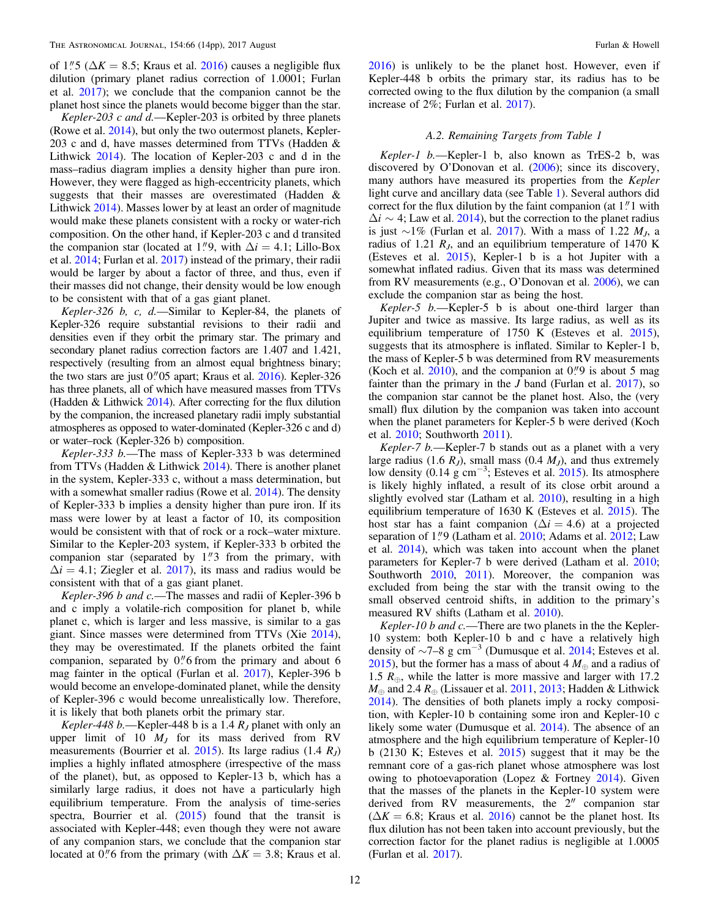of 1″.5 ($\Delta K = 8.5$; Kraus et al. 2016) causes a negligible flux dilution (primary planet radius correction of 1.0001; Furlan et al. 2017); we conclude that the companion cannot be the planet host since the planets would become bigger than the star.

*Kepler-203 c and d.*—Kepler-203 is orbited by three planets (Rowe et al. 2014), but only the two outermost planets, Kepler-203 c and d, have masses determined from TTVs (Hadden & Lithwick 2014). The location of Kepler-203 c and d in the mass–radius diagram implies a density higher than pure iron. However, they were flagged as high-eccentricity planets, which suggests that their masses are overestimated (Hadden & Lithwick 2014). Masses lower by at least an order of magnitude would make these planets consistent with a rocky or water-rich composition. On the other hand, if Kepler-203 c and d transited the companion star (located at 1″.9, with $\Delta i = 4.1$; Lillo-Box et al. 2014; Furlan et al. 2017) instead of the primary, their radii would be larger by about a factor of three, and thus, even if their masses did not change, their density would be low enough to be consistent with that of a gas giant planet.

*Kepler-326 b, c, d.*—Similar to Kepler-84, the planets of Kepler-326 require substantial revisions to their radii and densities even if they orbit the primary star. The primary and secondary planet radius correction factors are 1.407 and 1.421, respectively (resulting from an almost equal brightness binary; the two stars are just 0″.05 apart; Kraus et al. 2016). Kepler-326 has three planets, all of which have measured masses from TTVs (Hadden & Lithwick 2014). After correcting for the flux dilution by the companion, the increased planetary radii imply substantial atmospheres as opposed to water-dominated (Kepler-326 c and d) or water–rock (Kepler-326 b) composition.

*Kepler-333 b.*—The mass of Kepler-333 b was determined from TTVs (Hadden & Lithwick 2014). There is another planet in the system, Kepler-333 c, without a mass determination, but with a somewhat smaller radius (Rowe et al. 2014). The density of Kepler-333 b implies a density higher than pure iron. If its mass were lower by at least a factor of 10, its composition would be consistent with that of rock or a rock–water mixture. Similar to the Kepler-203 system, if Kepler-333 b orbited the companion star (separated by 1″.3 from the primary, with $\Delta i = 4.1$; Ziegler et al. 2017), its mass and radius would be consistent with that of a gas giant planet.

*Kepler-396 b and c.*—The masses and radii of Kepler-396 b and c imply a volatile-rich composition for planet b, while planet c, which is larger and less massive, is similar to a gas giant. Since masses were determined from TTVs (Xie 2014), they may be overestimated. If the planets orbited the faint companion, separated by 0″.6 from the primary and about 6 mag fainter in the optical (Furlan et al. 2017), Kepler-396 b would become an envelope-dominated planet, while the density of Kepler-396 c would become unrealistically low. Therefore, it is likely that both planets orbit the primary star.

*Kepler-448 b.*—Kepler-448 b is a 1.4 $R_J$ planet with only an upper limit of 10 $M_J$ for its mass derived from RV measurements (Bourrier et al. 2015). Its large radius (1.4 $R_J$) implies a highly inflated atmosphere (irrespective of the mass of the planet), but, as opposed to Kepler-13 b, which has a similarly large radius, it does not have a particularly high equilibrium temperature. From the analysis of time-series spectra, Bourrier et al. (2015) found that the transit is associated with Kepler-448; even though they were not aware of any companion stars, we conclude that the companion star located at 0″.6 from the primary (with $\Delta K = 3.8$; Kraus et al. 2016) is unlikely to be the planet host. However, even if Kepler-448 b orbits the primary star, its radius has to be corrected owing to the flux dilution by the companion (a small increase of 2%; Furlan et al. 2017).

### A.2. Remaining Targets from Table 1

*Kepler-1 b.*—Kepler-1 b, also known as TrES-2 b, was discovered by O'Donovan et al. (2006); since its discovery, many authors have measured its properties from the *Kepler* light curve and ancillary data (see Table 1). Several authors did correct for the flux dilution by the faint companion (at 1″.1 with $\Delta i \sim 4$; Law et al. 2014), but the correction to the planet radius is just ~1% (Furlan et al. 2017). With a mass of 1.22 $M_J$, a radius of 1.21 $R_J$, and an equilibrium temperature of 1470 K (Esteves et al. 2015), Kepler-1 b is a hot Jupiter with a somewhat inflated radius. Given that its mass was determined from RV measurements (e.g., O'Donovan et al. 2006), we can exclude the companion star as being the host.

*Kepler-5 b.*—Kepler-5 b is about one-third larger than Jupiter and twice as massive. Its large radius, as well as its equilibrium temperature of 1750 K (Esteves et al. 2015), suggests that its atmosphere is inflated. Similar to Kepler-1 b, the mass of Kepler-5 b was determined from RV measurements (Koch et al. 2010), and the companion at 0″.9 is about 5 mag fainter than the primary in the *J* band (Furlan et al. 2017), so the companion star cannot be the planet host. Also, the (very small) flux dilution by the companion was taken into account when the planet parameters for Kepler-5 b were derived (Koch et al. 2010; Southworth 2011).

*Kepler-7 b.*—Kepler-7 b stands out as a planet with a very large radius (1.6 $R_J$), small mass (0.4 $M_J$), and thus extremely low density (0.14 g cm$^{-3}$; Esteves et al. 2015). Its atmosphere is likely highly inflated, a result of its close orbit around a slightly evolved star (Latham et al. 2010), resulting in a high equilibrium temperature of 1630 K (Esteves et al. 2015). The host star has a faint companion ($\Delta i = 4.6$) at a projected separation of 1″.9 (Latham et al. 2010; Adams et al. 2012; Law et al. 2014), which was taken into account when the planet parameters for Kepler-7 b were derived (Latham et al. 2010; Southworth 2010, 2011). Moreover, the companion was excluded from being the star with the transit owing to the small observed centroid shifts, in addition to the primary's measured RV shifts (Latham et al. 2010).

*Kepler-10 b and c.*—There are two planets in the the Kepler-10 system: both Kepler-10 b and c have a relatively high density of ~7–8 g cm$^{-3}$ (Dumusque et al. 2014; Esteves et al. 2015), but the former has a mass of about 4 $M_\oplus$ and a radius of 1.5 $R_\oplus$, while the latter is more massive and larger with 17.2 $M_\oplus$ and 2.4 $R_\oplus$ (Lissauer et al. 2011, 2013; Hadden & Lithwick 2014). The densities of both planets imply a rocky composition, with Kepler-10 b containing some iron and Kepler-10 c likely some water (Dumusque et al. 2014). The absence of an atmosphere and the high equilibrium temperature of Kepler-10 b (2130 K; Esteves et al. 2015) suggest that it may be the remnant core of a gas-rich planet whose atmosphere was lost owing to photoevaporation (Lopez & Fortney 2014). Given that the masses of the planets in the Kepler-10 system were derived from RV measurements, the 2″ companion star ($\Delta K = 6.8$; Kraus et al. 2016) cannot be the planet host. Its flux dilution has not been taken into account previously, but the correction factor for the planet radius is negligible at 1.0005 (Furlan et al. 2017).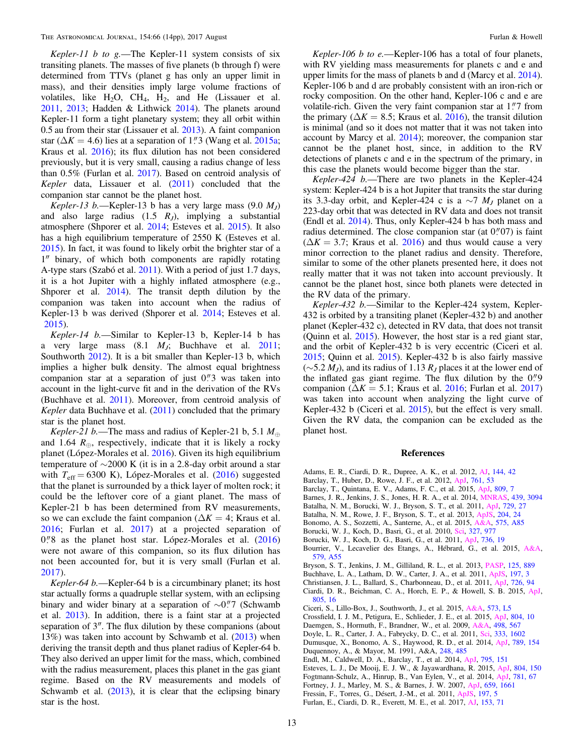*Kepler-11 b to g.*—The Kepler-11 system consists of six transiting planets. The masses of five planets (b through f) were determined from TTVs (planet g has only an upper limit in mass), and their densities imply large volume fractions of volatiles, like $H_2O$, $CH_4$, $H_2$, and He (Lissauer et al. 2011, 2013; Hadden & Lithwick 2014). The planets around Kepler-11 form a tight planetary system; they all orbit within 0.5 au from their star (Lissauer et al. 2013). A faint companion star ($\Delta K = 4.6$) lies at a separation of 1.″3 (Wang et al. 2015a; Kraus et al. 2016); its flux dilution has not been considered previously, but it is very small, causing a radius change of less than 0.5% (Furlan et al. 2017). Based on centroid analysis of *Kepler* data, Lissauer et al. (2011) concluded that the companion star cannot be the planet host.

*Kepler-13 b.*—Kepler-13 b has a very large mass (9.0 $M_J$) and also large radius (1.5 $R_J$), implying a substantial atmosphere (Shporer et al. 2014; Esteves et al. 2015). It also has a high equilibrium temperature of 2550 K (Esteves et al. 2015). In fact, it was found to likely orbit the brighter star of a 1″ binary, of which both components are rapidly rotating A-type stars (Szabó et al. 2011). With a period of just 1.7 days, it is a hot Jupiter with a highly inflated atmosphere (e.g., Shporer et al. 2014). The transit depth dilution by the companion was taken into account when the radius of Kepler-13 b was derived (Shporer et al. 2014; Esteves et al. 2015).

*Kepler-14 b.*—Similar to Kepler-13 b, Kepler-14 b has a very large mass (8.1 $M_J$; Buchhave et al. 2011; Southworth 2012). It is a bit smaller than Kepler-13 b, which implies a higher bulk density. The almost equal brightness companion star at a separation of just 0.″3 was taken into account in the light-curve fit and in the derivation of the RVs (Buchhave et al. 2011). Moreover, from centroid analysis of *Kepler* data Buchhave et al. (2011) concluded that the primary star is the planet host.

*Kepler-21 b.*—The mass and radius of Kepler-21 b, 5.1 $M_\oplus$ and 1.64 $R_\oplus$, respectively, indicate that it is likely a rocky planet (López-Morales et al. 2016). Given its high equilibrium temperature of ~2000 K (it is in a 2.8-day orbit around a star with $T_{\rm eff} = 6300$ K), López-Morales et al. (2016) suggested that the planet is surrounded by a thick layer of molten rock; it could be the leftover core of a giant planet. The mass of Kepler-21 b has been determined from RV measurements, so we can exclude the faint companion ($\Delta K = 4$; Kraus et al. 2016; Furlan et al. 2017) at a projected separation of 0.″8 as the planet host star. López-Morales et al. (2016) were not aware of this companion, so its flux dilution has not been accounted for, but it is very small (Furlan et al. 2017).

*Kepler-64 b.*—Kepler-64 b is a circumbinary planet; its host star actually forms a quadruple stellar system, with an eclipsing binary and wider binary at a separation of ~0.″7 (Schwamb et al. 2013). In addition, there is a faint star at a projected separation of 3″. The flux dilution by these companions (about 13%) was taken into account by Schwamb et al. (2013) when deriving the transit depth and thus planet radius of Kepler-64 b. They also derived an upper limit for the mass, which, combined with the radius measurement, places this planet in the gas giant regime. Based on the RV measurements and models of Schwamb et al. (2013), it is clear that the eclipsing binary star is the host.

*Kepler-106 b to e.*—Kepler-106 has a total of four planets, with RV yielding mass measurements for planets c and e and upper limits for the mass of planets b and d (Marcy et al. 2014). Kepler-106 b and d are probably consistent with an iron-rich or rocky composition. On the other hand, Kepler-106 c and e are volatile-rich. Given the very faint companion star at 1.″7 from the primary ($\Delta K = 8.5$; Kraus et al. 2016), the transit dilution is minimal (and so it does not matter that it was not taken into account by Marcy et al. 2014); moreover, the companion star cannot be the planet host, since, in addition to the RV detections of planets c and e in the spectrum of the primary, in this case the planets would become bigger than the star.

*Kepler-424 b.*—There are two planets in the Kepler-424 system: Kepler-424 b is a hot Jupiter that transits the star during its 3.3-day orbit, and Kepler-424 c is a ~7 $M_J$ planet on a 223-day orbit that was detected in RV data and does not transit (Endl et al. 2014). Thus, only Kepler-424 b has both mass and radius determined. The close companion star (at 0.″07) is faint ($\Delta K = 3.7$; Kraus et al. 2016) and thus would cause a very minor correction to the planet radius and density. Therefore, similar to some of the other planets presented here, it does not really matter that it was not taken into account previously. It cannot be the planet host, since both planets were detected in the RV data of the primary.

*Kepler-432 b.*—Similar to the Kepler-424 system, Kepler-432 is orbited by a transiting planet (Kepler-432 b) and another planet (Kepler-432 c), detected in RV data, that does not transit (Quinn et al. 2015). However, the host star is a red giant star, and the orbit of Kepler-432 b is very eccentric (Ciceri et al. 2015; Quinn et al. 2015). Kepler-432 b is also fairly massive (~5.2 $M_J$), and its radius of 1.13 $R_J$ places it at the lower end of the inflated gas giant regime. The flux dilution by the 0.″9 companion ($\Delta K = 5.1$; Kraus et al. 2016; Furlan et al. 2017) was taken into account when analyzing the light curve of Kepler-432 b (Ciceri et al. 2015), but the effect is very small. Given the RV data, the companion can be excluded as the planet host.

## References

Adams, E. R., Ciardi, D. R., Dupree, A. K., et al. 2012, AJ, 144, 42
Barclay, T., Huber, D., Rowe, J. F., et al. 2012, ApJ, 761, 53
Barclay, T., Quintana, E. V., Adams, F. C., et al. 2015, ApJ, 809, 7
Barnes, J. R., Jenkins, J. S., Jones, H. R. A., et al. 2014, MNRAS, 439, 3094
Batalha, N. M., Borucki, W. J., Bryson, S. T., et al. 2011, ApJ, 729, 27
Batalha, N. M., Rowe, J. F., Bryson, S. T., et al. 2013, ApJS, 204, 24
Bonomo, A. S., Sozzetti, A., Santerne, A., et al. 2015, A&A, 575, A85
Borucki, W. J., Koch, D., Basri, G., et al. 2010, Sci, 327, 977
Borucki, W. J., Koch, D. G., Basri, G., et al. 2011, ApJ, 736, 19
Bourrier, V., Lecavelier des Etangs, A., Hébrard, G., et al. 2015, A&A, 579, A55
Bryson, S. T., Jenkins, J. M., Gilliland, R. L., et al. 2013, PASP, 125, 889
Buchhave, L. A., Latham, D. W., Carter, J. A., et al. 2011, ApJS, 197, 3
Christiansen, J. L., Ballard, S., Charbonneau, D., et al. 2011, ApJ, 726, 94
Ciardi, D. R., Beichman, C. A., Horch, E. P., & Howell, S. B. 2015, ApJ, 805, 16
Ciceri, S., Lillo-Box, J., Southworth, J., et al. 2015, A&A, 573, L5
Crossfield, I. J. M., Petigura, E., Schlieder, J. E., et al. 2015, ApJ, 804, 10
Daemgen, S., Hormuth, F., Brandner, W., et al. 2009, A&A, 498, 567
Doyle, L. R., Carter, J. A., Fabrycky, D. C., et al. 2011, Sci, 333, 1602
Dumusque, X., Bonomo, A. S., Haywood, R. D., et al. 2014, ApJ, 789, 154
Duquennoy, A., & Mayor, M. 1991, A&A, 248, 485
Endl, M., Caldwell, D. A., Barclay, T., et al. 2014, ApJ, 795, 151
Esteves, L. J., De Mooij, E. J. W., & Jayawardhana, R. 2015, ApJ, 804, 150
Fogtmann-Schulz, A., Hinrup, B., Van Eylen, V., et al. 2014, ApJ, 781, 67
Fortney, J. J., Marley, M. S., & Barnes, J. W. 2007, ApJ, 659, 1661
Fressin, F., Torres, G., Désert, J.-M., et al. 2011, ApJS, 197, 5
Furlan, E., Ciardi, D. R., Everett, M. E., et al. 2017, AJ, 153, 71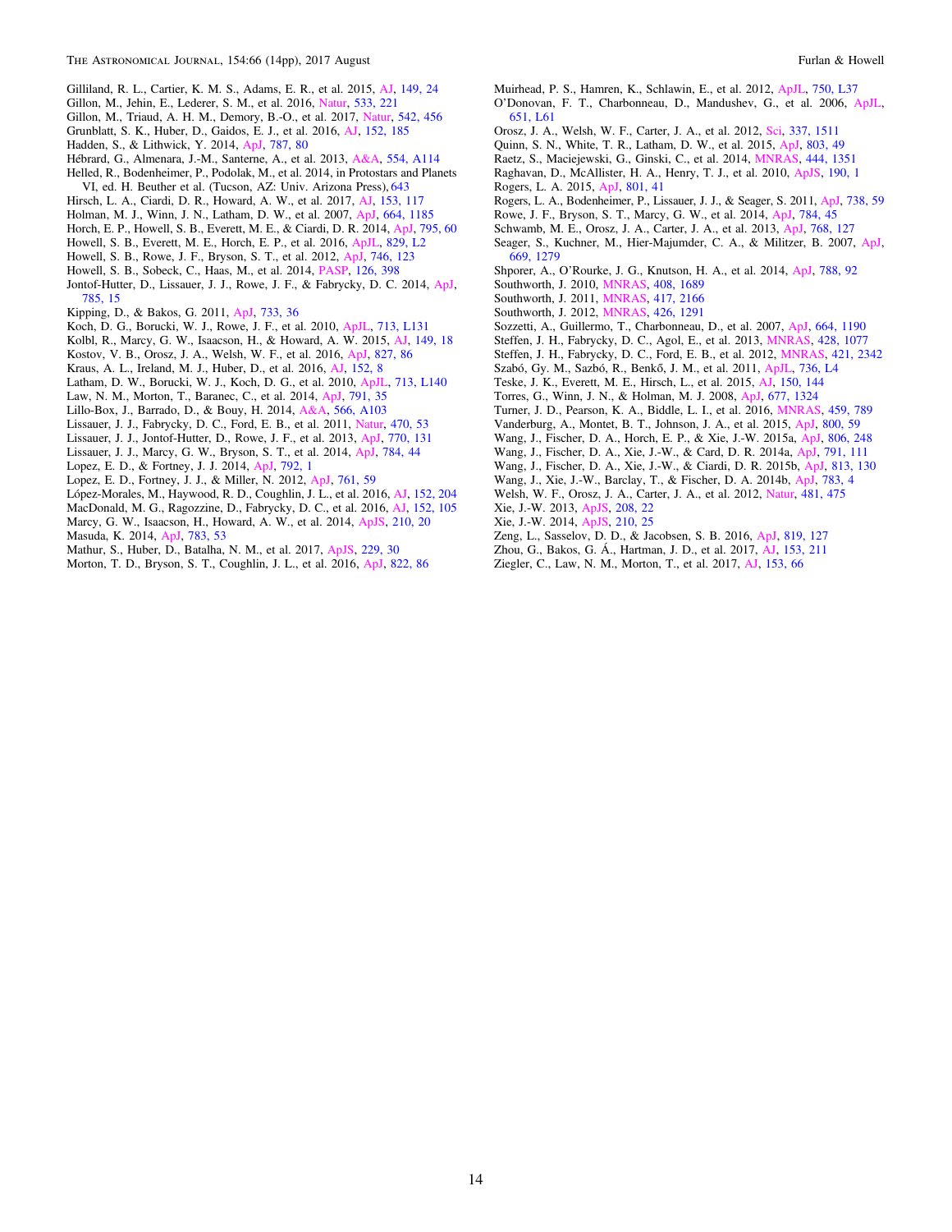Gilliland, R. L., Cartier, K. M. S., Adams, E. R., et al. 2015, AJ, 149, 24

Gillon, M., Jehin, E., Lederer, S. M., et al. 2016, Natur, 533, 221

Gillon, M., Triaud, A. H. M., Demory, B.-O., et al. 2017, Natur, 542, 456

Grunblatt, S. K., Huber, D., Gaidos, E. J., et al. 2016, AJ, 152, 185

Hadden, S., & Lithwick, Y. 2014, ApJ, 787, 80

Hébrard, G., Almenara, J.-M., Santerne, A., et al. 2013, A&A, 554, A114

Helled, R., Bodenheimer, P., Podolak, M., et al. 2014, in Protostars and Planets VI, ed. H. Beuther et al. (Tucson, AZ: Univ. Arizona Press), 643

Hirsch, L. A., Ciardi, D. R., Howard, A. W., et al. 2017, AJ, 153, 117

Holman, M. J., Winn, J. N., Latham, D. W., et al. 2007, ApJ, 664, 1185

Horch, E. P., Howell, S. B., Everett, M. E., & Ciardi, D. R. 2014, ApJ, 795, 60

Howell, S. B., Everett, M. E., Horch, E. P., et al. 2016, ApJL, 829, L2

Howell, S. B., Rowe, J. F., Bryson, S. T., et al. 2012, ApJ, 746, 123

Howell, S. B., Sobeck, C., Haas, M., et al. 2014, PASP, 126, 398

Jontof-Hutter, D., Lissauer, J. J., Rowe, J. F., & Fabrycky, D. C. 2014, ApJ, 785, 15

Kipping, D., & Bakos, G. 2011, ApJ, 733, 36

Koch, D. G., Borucki, W. J., Rowe, J. F., et al. 2010, ApJL, 713, L131

Kolbl, R., Marcy, G. W., Isaacson, H., & Howard, A. W. 2015, AJ, 149, 18

Kostov, V. B., Orosz, J. A., Welsh, W. F., et al. 2016, ApJ, 827, 86

Kraus, A. L., Ireland, M. J., Huber, D., et al. 2016, AJ, 152, 8

Latham, D. W., Borucki, W. J., Koch, D. G., et al. 2010, ApJL, 713, L140

Law, N. M., Morton, T., Baranec, C., et al. 2014, ApJ, 791, 35

Lillo-Box, J., Barrado, D., & Bouy, H. 2014, A&A, 566, A103

Lissauer, J. J., Fabrycky, D. C., Ford, E. B., et al. 2011, Natur, 470, 53

Lissauer, J. J., Jontof-Hutter, D., Rowe, J. F., et al. 2013, ApJ, 770, 131

Lissauer, J. J., Marcy, G. W., Bryson, S. T., et al. 2014, ApJ, 784, 44

Lopez, E. D., & Fortney, J. J. 2014, ApJ, 792, 1

Lopez, E. D., Fortney, J. J., & Miller, N. 2012, ApJ, 761, 59

López-Morales, M., Haywood, R. D., Coughlin, J. L., et al. 2016, AJ, 152, 204

MacDonald, M. G., Ragozzine, D., Fabrycky, D. C., et al. 2016, AJ, 152, 105

Marcy, G. W., Isaacson, H., Howard, A. W., et al. 2014, ApJS, 210, 20

Masuda, K. 2014, ApJ, 783, 53

Mathur, S., Huber, D., Batalha, N. M., et al. 2017, ApJS, 229, 30

Morton, T. D., Bryson, S. T., Coughlin, J. L., et al. 2016, ApJ, 822, 86

Muirhead, P. S., Hamren, K., Schlawin, E., et al. 2012, ApJL, 750, L37

O'Donovan, F. T., Charbonneau, D., Mandushev, G., et al. 2006, ApJL, 651, L61

Orosz, J. A., Welsh, W. F., Carter, J. A., et al. 2012, Sci, 337, 1511

Quinn, S. N., White, T. R., Latham, D. W., et al. 2015, ApJ, 803, 49

Raetz, S., Maciejewski, G., Ginski, C., et al. 2014, MNRAS, 444, 1351

Raghavan, D., McAllister, H. A., Henry, T. J., et al. 2010, ApJS, 190, 1

Rogers, L. A. 2015, ApJ, 801, 41

Rogers, L. A., Bodenheimer, P., Lissauer, J. J., & Seager, S. 2011, ApJ, 738, 59

Rowe, J. F., Bryson, S. T., Marcy, G. W., et al. 2014, ApJ, 784, 45

Schwamb, M. E., Orosz, J. A., Carter, J. A., et al. 2013, ApJ, 768, 127

Seager, S., Kuchner, M., Hier-Majumder, C. A., & Militzer, B. 2007, ApJ, 669, 1279

Shporer, A., O'Rourke, J. G., Knutson, H. A., et al. 2014, ApJ, 788, 92

Southworth, J. 2010, MNRAS, 408, 1689

Southworth, J. 2011, MNRAS, 417, 2166

Southworth, J. 2012, MNRAS, 426, 1291

Sozzetti, A., Guillermo, T., Charbonneau, D., et al. 2007, ApJ, 664, 1190

Steffen, J. H., Fabrycky, D. C., Agol, E., et al. 2013, MNRAS, 428, 1077

Steffen, J. H., Fabrycky, D. C., Ford, E. B., et al. 2012, MNRAS, 421, 2342

Szabó, Gy. M., Szabó, R., Benkő, J. M., et al. 2011, ApJL, 736, L4

Teske, J. K., Everett, M. E., Hirsch, L., et al. 2015, AJ, 150, 144

Torres, G., Winn, J. N., & Holman, M. J. 2008, ApJ, 677, 1324

Turner, J. D., Pearson, K. A., Biddle, L. I., et al. 2016, MNRAS, 459, 789

Vanderburg, A., Montet, B. T., Johnson, J. A., et al. 2015, ApJ, 800, 59

Wang, J., Fischer, D. A., Horch, E. P., & Xie, J.-W. 2015a, ApJ, 806, 248

Wang, J., Fischer, D. A., Xie, J.-W., & Card, D. R. 2014a, ApJ, 791, 111

Wang, J., Fischer, D. A., Xie, J.-W., & Ciardi, D. R. 2015b, ApJ, 813, 130

Wang, J., Xie, J.-W., Barclay, T., & Fischer, D. A. 2014b, ApJ, 783, 4

Welsh, W. F., Orosz, J. A., Carter, J. A., et al. 2012, Natur, 481, 475

Xie, J.-W. 2013, ApJS, 208, 22

Xie, J.-W. 2014, ApJS, 210, 25

Zeng, L., Sasselov, D. D., & Jacobsen, S. B. 2016, ApJ, 819, 127

Zhou, G., Bakos, G. Á., Hartman, J. D., et al. 2017, AJ, 153, 211

Ziegler, C., Law, N. M., Morton, T., et al. 2017, AJ, 153, 66